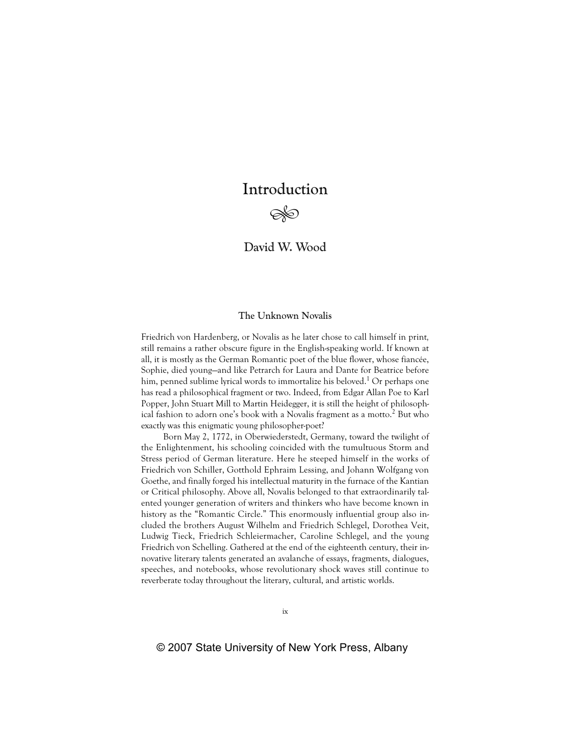# Introduction

## David W. Wood

### The Unknown Novalis

Friedrich von Hardenberg, or Novalis as he later chose to call himself in print, still remains a rather obscure figure in the English-speaking world. If known at all, it is mostly as the German Romantic poet of the blue flower, whose fiancée, Sophie, died young—and like Petrarch for Laura and Dante for Beatrice before him, penned sublime lyrical words to immortalize his beloved.[1] Or perhaps one has read a philosophical fragment or two. Indeed, from Edgar Allan Poe to Karl Popper, John Stuart Mill to Martin Heidegger, it is still the height of philosophical fashion to adorn one's book with a Novalis fragment as a motto.[2] But who exactly was this enigmatic young philosopher-poet?

Born May 2, 1772, in Oberwiederstedt, Germany, toward the twilight of the Enlightenment, his schooling coincided with the tumultuous Storm and Stress period of German literature. Here he steeped himself in the works of Friedrich von Schiller, Gotthold Ephraim Lessing, and Johann Wolfgang von Goethe, and finally forged his intellectual maturity in the furnace of the Kantian or Critical philosophy. Above all, Novalis belonged to that extraordinarily talented younger generation of writers and thinkers who have become known in history as the "Romantic Circle." This enormously influential group also included the brothers August Wilhelm and Friedrich Schlegel, Dorothea Veit, Ludwig Tieck, Friedrich Schleiermacher, Caroline Schlegel, and the young Friedrich von Schelling. Gathered at the end of the eighteenth century, their innovative literary talents generated an avalanche of essays, fragments, dialogues, speeches, and notebooks, whose revolutionary shock waves still continue to reverberate today throughout the literary, cultural, and artistic worlds.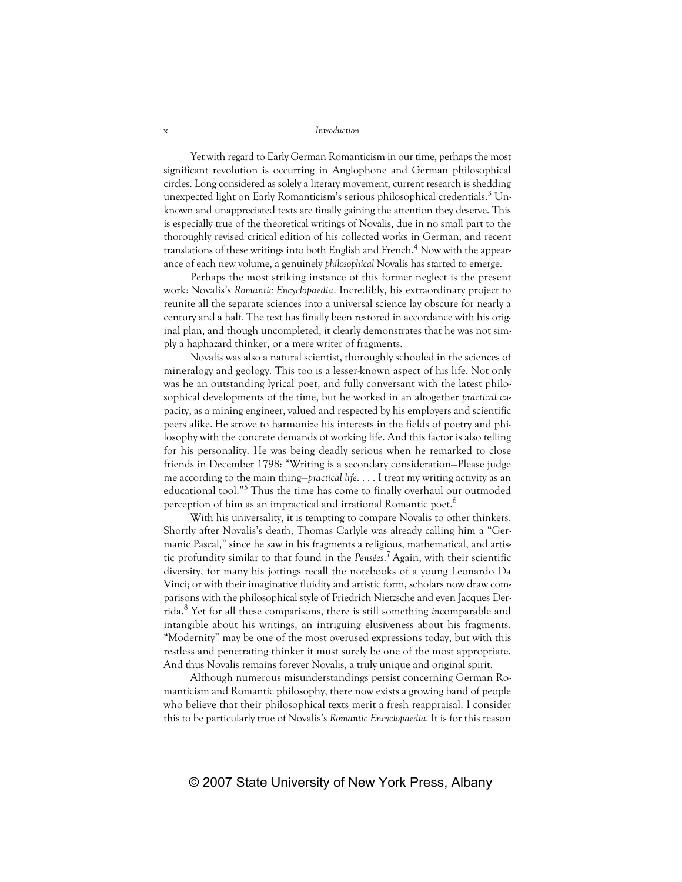Yet with regard to Early German Romanticism in our time, perhaps the most significant revolution is occurring in Anglophone and German philosophical circles. Long considered as solely a literary movement, current research is shedding unexpected light on Early Romanticism's serious philosophical credentials.[3] Unknown and unappreciated texts are finally gaining the attention they deserve. This is especially true of the theoretical writings of Novalis, due in no small part to the thoroughly revised critical edition of his collected works in German, and recent translations of these writings into both English and French.[4] Now with the appearance of each new volume, a genuinely *philosophical* Novalis has started to emerge.

Perhaps the most striking instance of this former neglect is the present work: Novalis's *Romantic Encyclopaedia*. Incredibly, his extraordinary project to reunite all the separate sciences into a universal science lay obscure for nearly a century and a half. The text has finally been restored in accordance with his original plan, and though uncompleted, it clearly demonstrates that he was not simply a haphazard thinker, or a mere writer of fragments.

Novalis was also a natural scientist, thoroughly schooled in the sciences of mineralogy and geology. This too is a lesser-known aspect of his life. Not only was he an outstanding lyrical poet, and fully conversant with the latest philosophical developments of the time, but he worked in an altogether *practical* capacity, as a mining engineer, valued and respected by his employers and scientific peers alike. He strove to harmonize his interests in the fields of poetry and philosophy with the concrete demands of working life. And this factor is also telling for his personality. He was being deadly serious when he remarked to close friends in December 1798: "Writing is a secondary consideration—Please judge me according to the main thing—*practical life*. . . . I treat my writing activity as an educational tool."[5] Thus the time has come to finally overhaul our outmoded perception of him as an impractical and irrational Romantic poet.[6]

With his universality, it is tempting to compare Novalis to other thinkers. Shortly after Novalis's death, Thomas Carlyle was already calling him a "Germanic Pascal," since he saw in his fragments a religious, mathematical, and artistic profundity similar to that found in the *Pensées*.[7] Again, with their scientific diversity, for many his jottings recall the notebooks of a young Leonardo Da Vinci; or with their imaginative fluidity and artistic form, scholars now draw comparisons with the philosophical style of Friedrich Nietzsche and even Jacques Derrida.[8] Yet for all these comparisons, there is still something *in*comparable and intangible about his writings, an intriguing elusiveness about his fragments. "Modernity" may be one of the most overused expressions today, but with this restless and penetrating thinker it must surely be one of the most appropriate. And thus Novalis remains forever Novalis, a truly unique and original spirit.

Although numerous misunderstandings persist concerning German Romanticism and Romantic philosophy, there now exists a growing band of people who believe that their philosophical texts merit a fresh reappraisal. I consider this to be particularly true of Novalis's *Romantic Encyclopaedia*. It is for this reason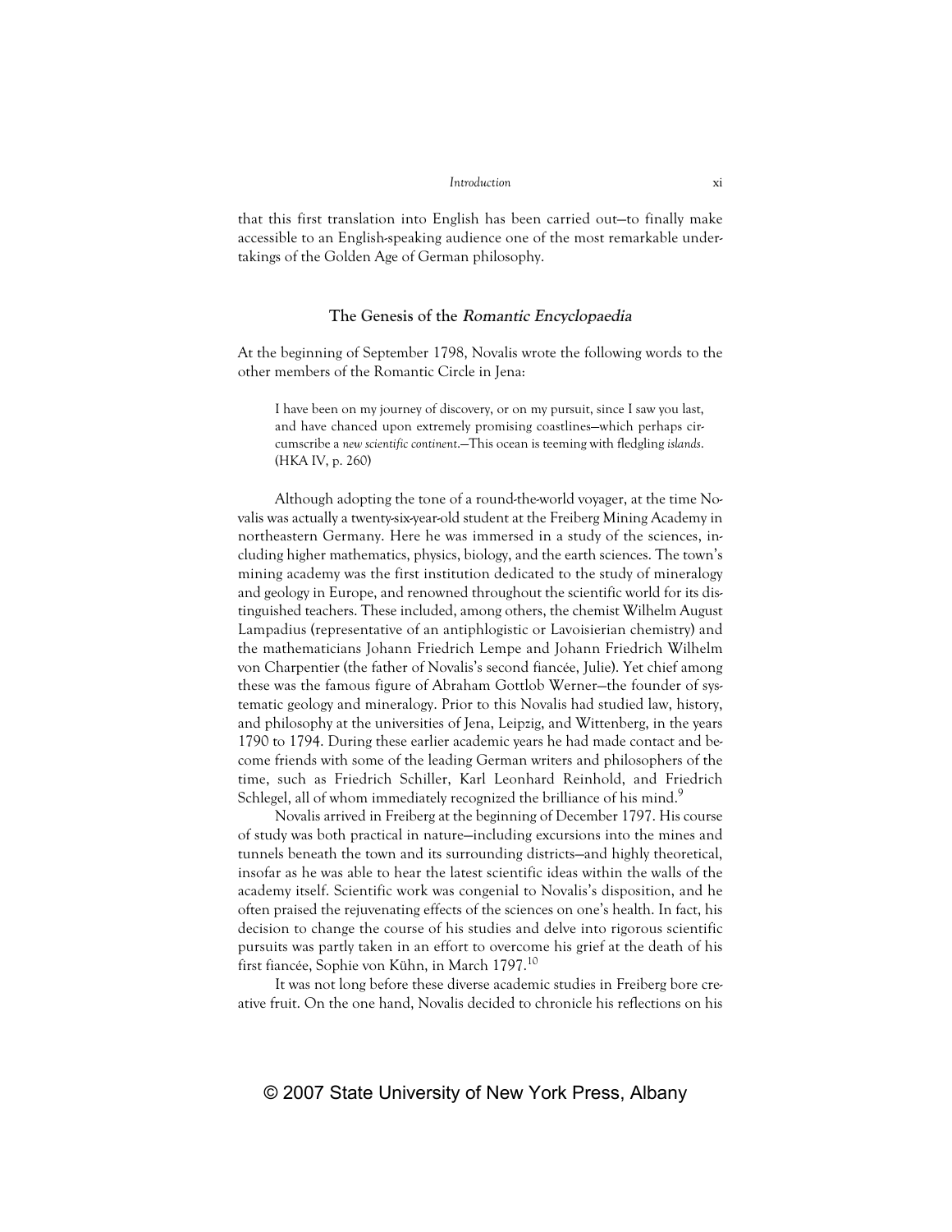that this first translation into English has been carried out—to finally make accessible to an English-speaking audience one of the most remarkable undertakings of the Golden Age of German philosophy.

## The Genesis of the *Romantic Encyclopaedia*

At the beginning of September 1798, Novalis wrote the following words to the other members of the Romantic Circle in Jena:

> I have been on my journey of discovery, or on my pursuit, since I saw you last, and have chanced upon extremely promising coastlines—which perhaps circumscribe a *new scientific continent*.—This ocean is teeming with fledgling *islands*. (HKA IV, p. 260)

Although adopting the tone of a round-the-world voyager, at the time Novalis was actually a twenty-six-year-old student at the Freiberg Mining Academy in northeastern Germany. Here he was immersed in a study of the sciences, including higher mathematics, physics, biology, and the earth sciences. The town's mining academy was the first institution dedicated to the study of mineralogy and geology in Europe, and renowned throughout the scientific world for its distinguished teachers. These included, among others, the chemist Wilhelm August Lampadius (representative of an antiphlogistic or Lavoisierian chemistry) and the mathematicians Johann Friedrich Lempe and Johann Friedrich Wilhelm von Charpentier (the father of Novalis's second fiancée, Julie). Yet chief among these was the famous figure of Abraham Gottlob Werner—the founder of systematic geology and mineralogy. Prior to this Novalis had studied law, history, and philosophy at the universities of Jena, Leipzig, and Wittenberg, in the years 1790 to 1794. During these earlier academic years he had made contact and become friends with some of the leading German writers and philosophers of the time, such as Friedrich Schiller, Karl Leonhard Reinhold, and Friedrich Schlegel, all of whom immediately recognized the brilliance of his mind.[9]

Novalis arrived in Freiberg at the beginning of December 1797. His course of study was both practical in nature—including excursions into the mines and tunnels beneath the town and its surrounding districts—and highly theoretical, insofar as he was able to hear the latest scientific ideas within the walls of the academy itself. Scientific work was congenial to Novalis's disposition, and he often praised the rejuvenating effects of the sciences on one's health. In fact, his decision to change the course of his studies and delve into rigorous scientific pursuits was partly taken in an effort to overcome his grief at the death of his first fiancée, Sophie von Kühn, in March 1797.[10]

It was not long before these diverse academic studies in Freiberg bore creative fruit. On the one hand, Novalis decided to chronicle his reflections on his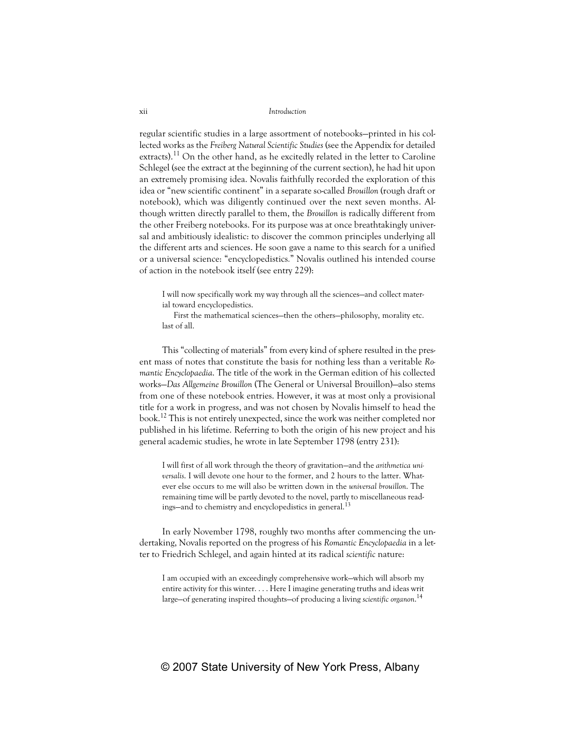regular scientific studies in a large assortment of notebooks—printed in his collected works as the *Freiberg Natural Scientific Studies* (see the Appendix for detailed extracts).[11] On the other hand, as he excitedly related in the letter to Caroline Schlegel (see the extract at the beginning of the current section), he had hit upon an extremely promising idea. Novalis faithfully recorded the exploration of this idea or "new scientific continent" in a separate so-called *Brouillon* (rough draft or notebook), which was diligently continued over the next seven months. Although written directly parallel to them, the *Brouillon* is radically different from the other Freiberg notebooks. For its purpose was at once breathtakingly universal and ambitiously idealistic: to discover the common principles underlying all the different arts and sciences. He soon gave a name to this search for a unified or a universal science: "encyclopedistics." Novalis outlined his intended course of action in the notebook itself (see entry 229):

> I will now specifically work my way through all the sciences—and collect material toward encyclopedistics.
>
> First the mathematical sciences—then the others—philosophy, morality etc. last of all.

This "collecting of materials" from every kind of sphere resulted in the present mass of notes that constitute the basis for nothing less than a veritable *Romantic Encyclopaedia*. The title of the work in the German edition of his collected works—*Das Allgemeine Brouillon* (The General or Universal Brouillon)—also stems from one of these notebook entries. However, it was at most only a provisional title for a work in progress, and was not chosen by Novalis himself to head the book.[12] This is not entirely unexpected, since the work was neither completed nor published in his lifetime. Referring to both the origin of his new project and his general academic studies, he wrote in late September 1798 (entry 231):

> I will first of all work through the theory of gravitation—and the *arithmetica universalis*. I will devote one hour to the former, and 2 hours to the latter. Whatever else occurs to me will also be written down in the *universal brouillon*. The remaining time will be partly devoted to the novel, partly to miscellaneous readings—and to chemistry and encyclopedistics in general.[13]

In early November 1798, roughly two months after commencing the undertaking, Novalis reported on the progress of his *Romantic Encyclopaedia* in a letter to Friedrich Schlegel, and again hinted at its radical *scientific* nature:

> I am occupied with an exceedingly comprehensive work—which will absorb my entire activity for this winter. . . . Here I imagine generating truths and ideas writ large—of generating inspired thoughts—of producing a living *scientific organon*.[14]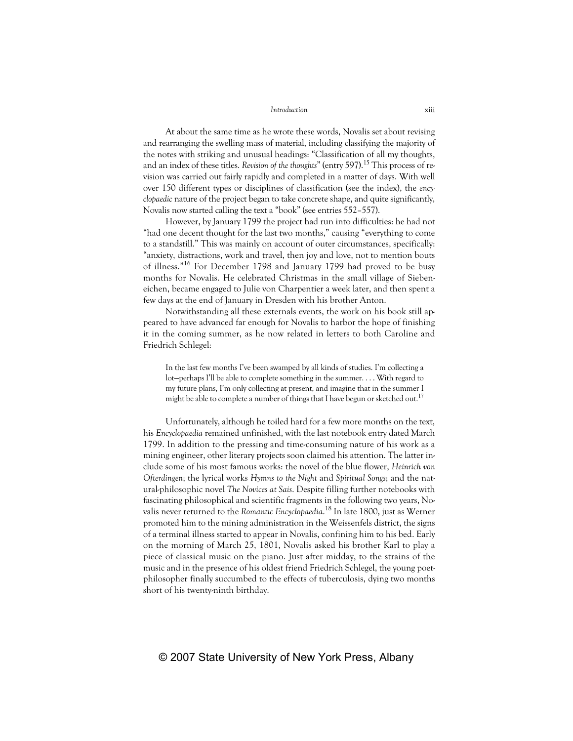At about the same time as he wrote these words, Novalis set about revising and rearranging the swelling mass of material, including classifying the majority of the notes with striking and unusual headings: "Classification of all my thoughts, and an index of these titles. *Revision of the thoughts*" (entry 597).[15] This process of revision was carried out fairly rapidly and completed in a matter of days. With well over 150 different types or disciplines of classification (see the index), the *encyclopaedic* nature of the project began to take concrete shape, and quite significantly, Novalis now started calling the text a "book" (see entries 552–557).

However, by January 1799 the project had run into difficulties: he had not "had one decent thought for the last two months," causing "everything to come to a standstill." This was mainly on account of outer circumstances, specifically: "anxiety, distractions, work and travel, then joy and love, not to mention bouts of illness."[16] For December 1798 and January 1799 had proved to be busy months for Novalis. He celebrated Christmas in the small village of Siebeneichen, became engaged to Julie von Charpentier a week later, and then spent a few days at the end of January in Dresden with his brother Anton.

Notwithstanding all these externals events, the work on his book still appeared to have advanced far enough for Novalis to harbor the hope of finishing it in the coming summer, as he now related in letters to both Caroline and Friedrich Schlegel:

> In the last few months I've been swamped by all kinds of studies. I'm collecting a lot—perhaps I'll be able to complete something in the summer. . . . With regard to my future plans, I'm only collecting at present, and imagine that in the summer I might be able to complete a number of things that I have begun or sketched out.[17]

Unfortunately, although he toiled hard for a few more months on the text, his *Encyclopaedia* remained unfinished, with the last notebook entry dated March 1799. In addition to the pressing and time-consuming nature of his work as a mining engineer, other literary projects soon claimed his attention. The latter include some of his most famous works: the novel of the blue flower, *Heinrich von Ofterdingen*; the lyrical works *Hymns to the Night* and *Spiritual Songs*; and the natural-philosophic novel *The Novices at Sais*. Despite filling further notebooks with fascinating philosophical and scientific fragments in the following two years, Novalis never returned to the *Romantic Encyclopaedia*.[18] In late 1800, just as Werner promoted him to the mining administration in the Weissenfels district, the signs of a terminal illness started to appear in Novalis, confining him to his bed. Early on the morning of March 25, 1801, Novalis asked his brother Karl to play a piece of classical music on the piano. Just after midday, to the strains of the music and in the presence of his oldest friend Friedrich Schlegel, the young poet-philosopher finally succumbed to the effects of tuberculosis, dying two months short of his twenty-ninth birthday.

© 2007 State University of New York Press, Albany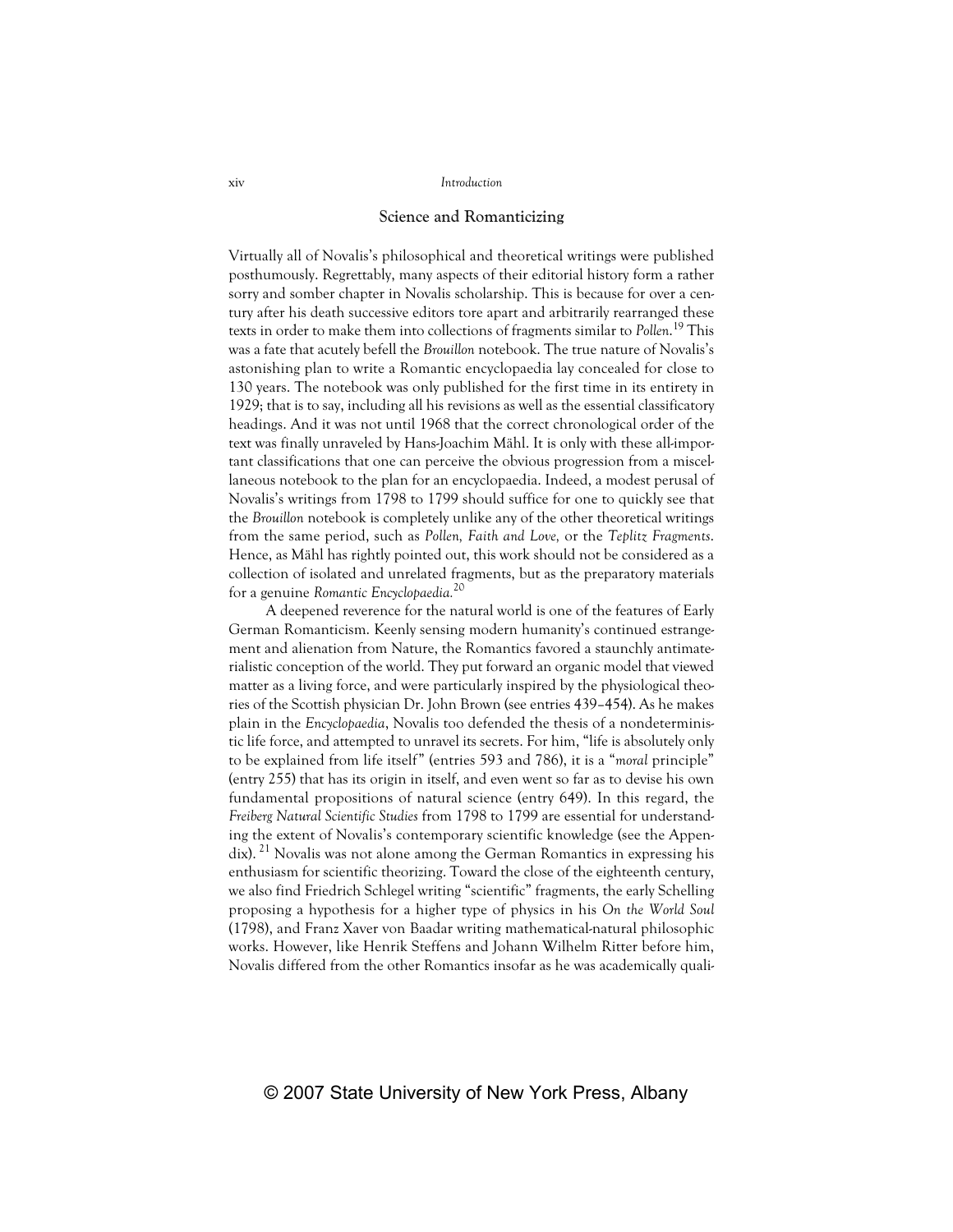## Science and Romanticizing

Virtually all of Novalis's philosophical and theoretical writings were published posthumously. Regrettably, many aspects of their editorial history form a rather sorry and somber chapter in Novalis scholarship. This is because for over a century after his death successive editors tore apart and arbitrarily rearranged these texts in order to make them into collections of fragments similar to *Pollen*.[19] This was a fate that acutely befell the *Brouillon* notebook. The true nature of Novalis's astonishing plan to write a Romantic encyclopaedia lay concealed for close to 130 years. The notebook was only published for the first time in its entirety in 1929; that is to say, including all his revisions as well as the essential classificatory headings. And it was not until 1968 that the correct chronological order of the text was finally unraveled by Hans-Joachim Mähl. It is only with these all-important classifications that one can perceive the obvious progression from a miscellaneous notebook to the plan for an encyclopaedia. Indeed, a modest perusal of Novalis's writings from 1798 to 1799 should suffice for one to quickly see that the *Brouillon* notebook is completely unlike any of the other theoretical writings from the same period, such as *Pollen, Faith and Love,* or the *Teplitz Fragments*. Hence, as Mähl has rightly pointed out, this work should not be considered as a collection of isolated and unrelated fragments, but as the preparatory materials for a genuine *Romantic Encyclopaedia.*[20]

A deepened reverence for the natural world is one of the features of Early German Romanticism. Keenly sensing modern humanity's continued estrangement and alienation from Nature, the Romantics favored a staunchly antimaterialistic conception of the world. They put forward an organic model that viewed matter as a living force, and were particularly inspired by the physiological theories of the Scottish physician Dr. John Brown (see entries 439–454). As he makes plain in the *Encyclopaedia*, Novalis too defended the thesis of a nondeterministic life force, and attempted to unravel its secrets. For him, "life is absolutely only to be explained from life itself" (entries 593 and 786), it is a "*moral* principle" (entry 255) that has its origin in itself, and even went so far as to devise his own fundamental propositions of natural science (entry 649). In this regard, the *Freiberg Natural Scientific Studies* from 1798 to 1799 are essential for understanding the extent of Novalis's contemporary scientific knowledge (see the Appendix).[21] Novalis was not alone among the German Romantics in expressing his enthusiasm for scientific theorizing. Toward the close of the eighteenth century, we also find Friedrich Schlegel writing "scientific" fragments, the early Schelling proposing a hypothesis for a higher type of physics in his *On the World Soul* (1798), and Franz Xaver von Baadar writing mathematical-natural philosophic works. However, like Henrik Steffens and Johann Wilhelm Ritter before him, Novalis differed from the other Romantics insofar as he was academically quali-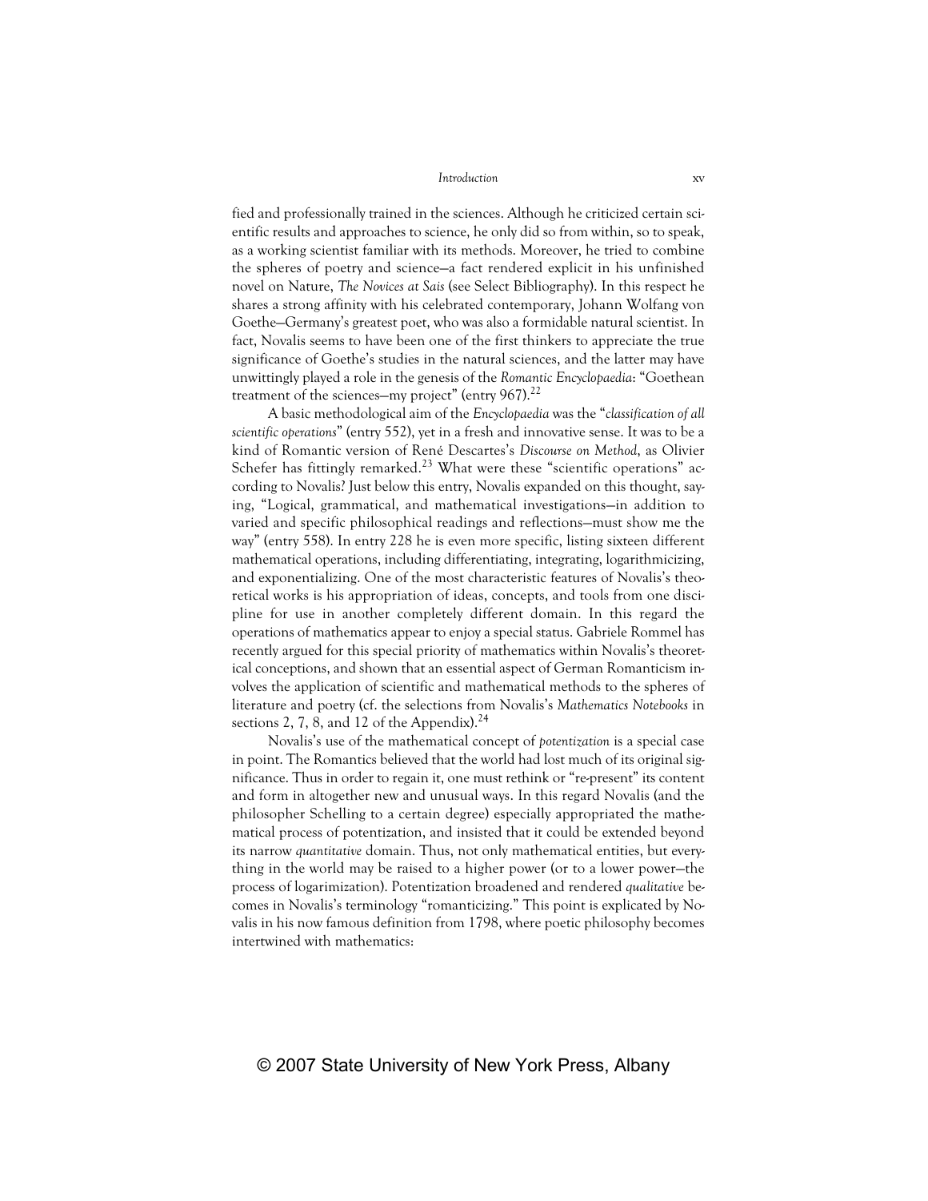fied and professionally trained in the sciences. Although he criticized certain scientific results and approaches to science, he only did so from within, so to speak, as a working scientist familiar with its methods. Moreover, he tried to combine the spheres of poetry and science—a fact rendered explicit in his unfinished novel on Nature, *The Novices at Sais* (see Select Bibliography). In this respect he shares a strong affinity with his celebrated contemporary, Johann Wolfang von Goethe—Germany's greatest poet, who was also a formidable natural scientist. In fact, Novalis seems to have been one of the first thinkers to appreciate the true significance of Goethe's studies in the natural sciences, and the latter may have unwittingly played a role in the genesis of the *Romantic Encyclopaedia*: "Goethean treatment of the sciences—my project" (entry 967).[22]

A basic methodological aim of the *Encyclopaedia* was the "*classification of all scientific operations*" (entry 552), yet in a fresh and innovative sense. It was to be a kind of Romantic version of René Descartes's *Discourse on Method*, as Olivier Schefer has fittingly remarked.[23] What were these "scientific operations" according to Novalis? Just below this entry, Novalis expanded on this thought, saying, "Logical, grammatical, and mathematical investigations—in addition to varied and specific philosophical readings and reflections—must show me the way" (entry 558). In entry 228 he is even more specific, listing sixteen different mathematical operations, including differentiating, integrating, logarithmicizing, and exponentializing. One of the most characteristic features of Novalis's theoretical works is his appropriation of ideas, concepts, and tools from one discipline for use in another completely different domain. In this regard the operations of mathematics appear to enjoy a special status. Gabriele Rommel has recently argued for this special priority of mathematics within Novalis's theoretical conceptions, and shown that an essential aspect of German Romanticism involves the application of scientific and mathematical methods to the spheres of literature and poetry (cf. the selections from Novalis's *Mathematics Notebooks* in sections 2, 7, 8, and 12 of the Appendix).[24]

Novalis's use of the mathematical concept of *potentization* is a special case in point. The Romantics believed that the world had lost much of its original significance. Thus in order to regain it, one must rethink or "re-present" its content and form in altogether new and unusual ways. In this regard Novalis (and the philosopher Schelling to a certain degree) especially appropriated the mathematical process of potentization, and insisted that it could be extended beyond its narrow *quantitative* domain. Thus, not only mathematical entities, but everything in the world may be raised to a higher power (or to a lower power—the process of logarimization). Potentization broadened and rendered *qualitative* becomes in Novalis's terminology "romanticizing." This point is explicated by Novalis in his now famous definition from 1798, where poetic philosophy becomes intertwined with mathematics: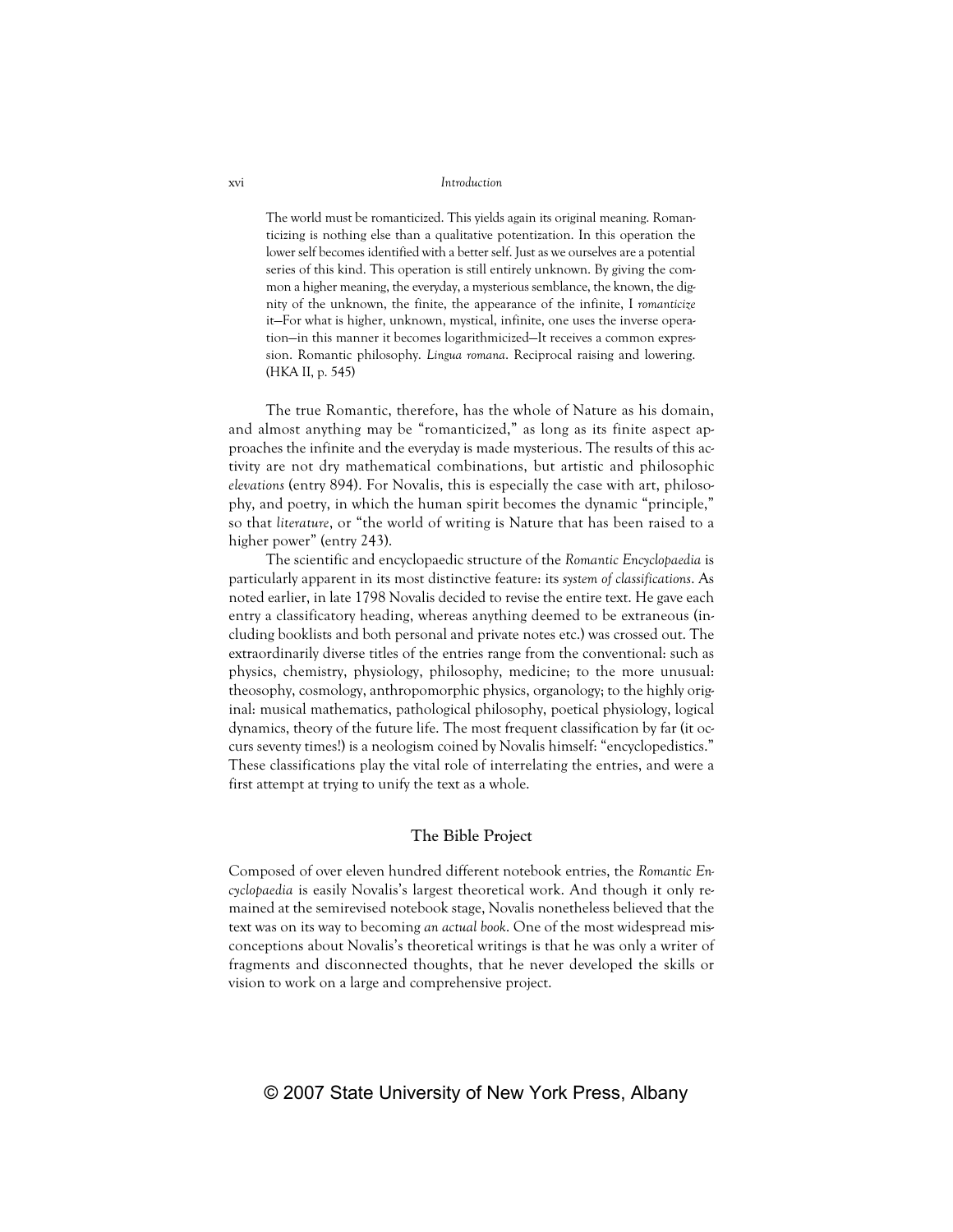> The world must be romanticized. This yields again its original meaning. Romanticizing is nothing else than a qualitative potentization. In this operation the lower self becomes identified with a better self. Just as we ourselves are a potential series of this kind. This operation is still entirely unknown. By giving the common a higher meaning, the everyday, a mysterious semblance, the known, the dignity of the unknown, the finite, the appearance of the infinite, I *romanticize* it—For what is higher, unknown, mystical, infinite, one uses the inverse operation—in this manner it becomes logarithmicized—It receives a common expression. Romantic philosophy. *Lingua romana*. Reciprocal raising and lowering. (HKA II, p. 545)

The true Romantic, therefore, has the whole of Nature as his domain, and almost anything may be "romanticized," as long as its finite aspect approaches the infinite and the everyday is made mysterious. The results of this activity are not dry mathematical combinations, but artistic and philosophic *elevations* (entry 894). For Novalis, this is especially the case with art, philosophy, and poetry, in which the human spirit becomes the dynamic "principle," so that *literature*, or "the world of writing is Nature that has been raised to a higher power" (entry 243).

The scientific and encyclopaedic structure of the *Romantic Encyclopaedia* is particularly apparent in its most distinctive feature: its *system of classifications*. As noted earlier, in late 1798 Novalis decided to revise the entire text. He gave each entry a classificatory heading, whereas anything deemed to be extraneous (including booklists and both personal and private notes etc.) was crossed out. The extraordinarily diverse titles of the entries range from the conventional: such as physics, chemistry, physiology, philosophy, medicine; to the more unusual: theosophy, cosmology, anthropomorphic physics, organology; to the highly original: musical mathematics, pathological philosophy, poetical physiology, logical dynamics, theory of the future life. The most frequent classification by far (it occurs seventy times!) is a neologism coined by Novalis himself: "encyclopedistics." These classifications play the vital role of interrelating the entries, and were a first attempt at trying to unify the text as a whole.

## The Bible Project

Composed of over eleven hundred different notebook entries, the *Romantic Encyclopaedia* is easily Novalis's largest theoretical work. And though it only remained at the semirevised notebook stage, Novalis nonetheless believed that the text was on its way to becoming *an actual book*. One of the most widespread misconceptions about Novalis's theoretical writings is that he was only a writer of fragments and disconnected thoughts, that he never developed the skills or vision to work on a large and comprehensive project.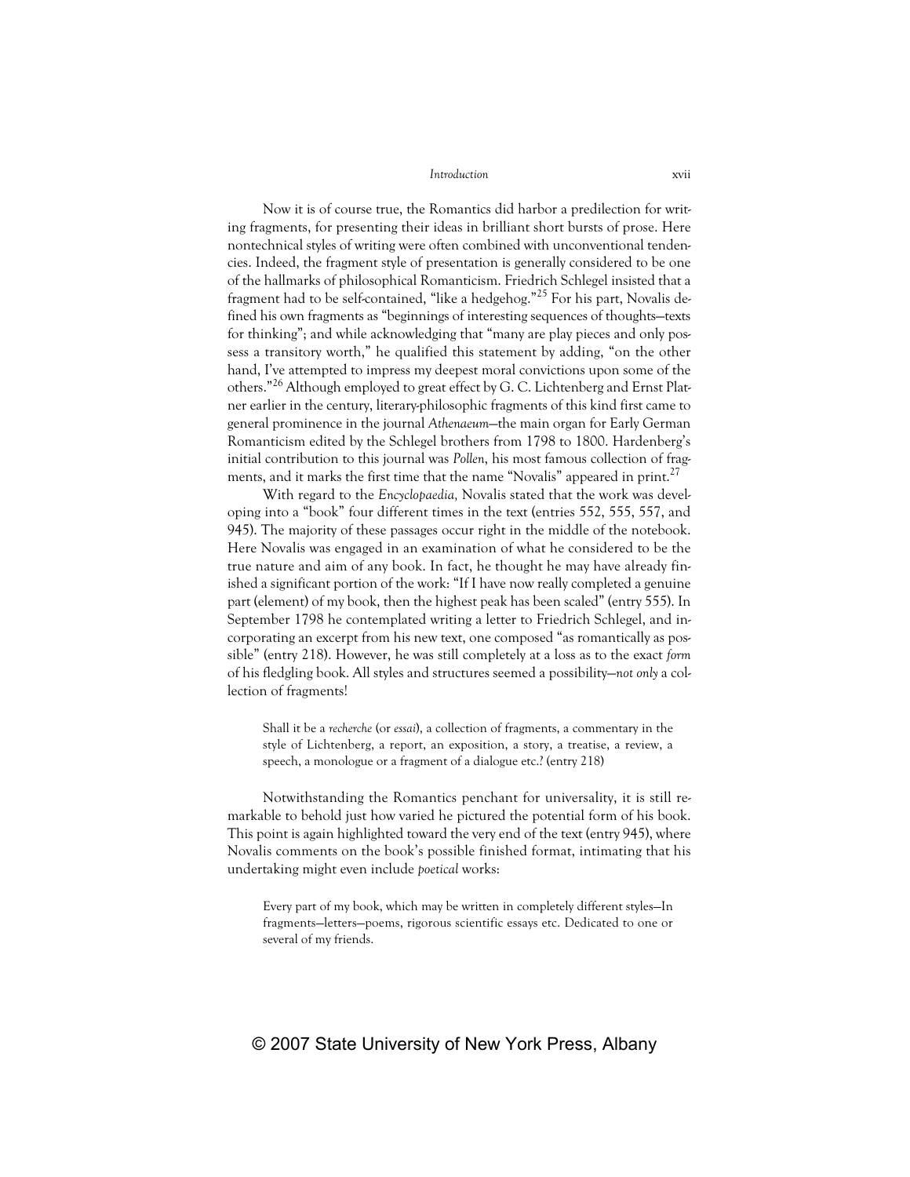Now it is of course true, the Romantics did harbor a predilection for writing fragments, for presenting their ideas in brilliant short bursts of prose. Here nontechnical styles of writing were often combined with unconventional tendencies. Indeed, the fragment style of presentation is generally considered to be one of the hallmarks of philosophical Romanticism. Friedrich Schlegel insisted that a fragment had to be self-contained, "like a hedgehog."[25] For his part, Novalis defined his own fragments as "beginnings of interesting sequences of thoughts—texts for thinking"; and while acknowledging that "many are play pieces and only possess a transitory worth," he qualified this statement by adding, "on the other hand, I've attempted to impress my deepest moral convictions upon some of the others."[26] Although employed to great effect by G. C. Lichtenberg and Ernst Platner earlier in the century, literary-philosophic fragments of this kind first came to general prominence in the journal *Athenaeum*—the main organ for Early German Romanticism edited by the Schlegel brothers from 1798 to 1800. Hardenberg's initial contribution to this journal was *Pollen*, his most famous collection of fragments, and it marks the first time that the name "Novalis" appeared in print.[27]

With regard to the *Encyclopaedia,* Novalis stated that the work was developing into a "book" four different times in the text (entries 552, 555, 557, and 945). The majority of these passages occur right in the middle of the notebook. Here Novalis was engaged in an examination of what he considered to be the true nature and aim of any book. In fact, he thought he may have already finished a significant portion of the work: "If I have now really completed a genuine part (element) of my book, then the highest peak has been scaled" (entry 555). In September 1798 he contemplated writing a letter to Friedrich Schlegel, and incorporating an excerpt from his new text, one composed "as romantically as possible" (entry 218). However, he was still completely at a loss as to the exact *form* of his fledgling book. All styles and structures seemed a possibility—*not only* a collection of fragments!

> Shall it be a *recherche* (or *essai*), a collection of fragments, a commentary in the style of Lichtenberg, a report, an exposition, a story, a treatise, a review, a speech, a monologue or a fragment of a dialogue etc.? (entry 218)

Notwithstanding the Romantics penchant for universality, it is still remarkable to behold just how varied he pictured the potential form of his book. This point is again highlighted toward the very end of the text (entry 945), where Novalis comments on the book's possible finished format, intimating that his undertaking might even include *poetical* works:

> Every part of my book, which may be written in completely different styles—In fragments—letters—poems, rigorous scientific essays etc. Dedicated to one or several of my friends.

© 2007 State University of New York Press, Albany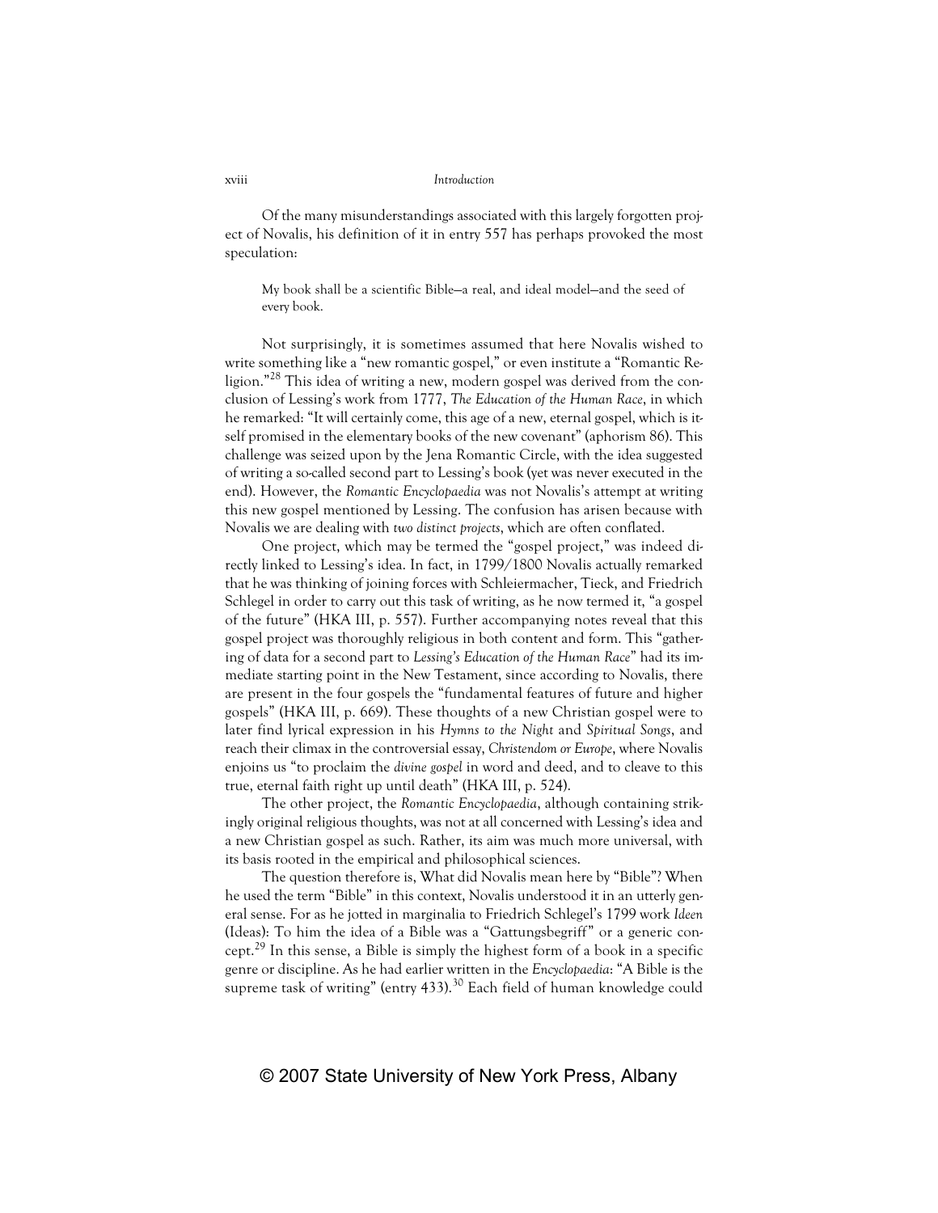Of the many misunderstandings associated with this largely forgotten project of Novalis, his definition of it in entry 557 has perhaps provoked the most speculation:

> My book shall be a scientific Bible—a real, and ideal model—and the seed of every book.

Not surprisingly, it is sometimes assumed that here Novalis wished to write something like a "new romantic gospel," or even institute a "Romantic Religion."[28] This idea of writing a new, modern gospel was derived from the conclusion of Lessing's work from 1777, *The Education of the Human Race*, in which he remarked: "It will certainly come, this age of a new, eternal gospel, which is itself promised in the elementary books of the new covenant" (aphorism 86). This challenge was seized upon by the Jena Romantic Circle, with the idea suggested of writing a so-called second part to Lessing's book (yet was never executed in the end). However, the *Romantic Encyclopaedia* was not Novalis's attempt at writing this new gospel mentioned by Lessing. The confusion has arisen because with Novalis we are dealing with *two distinct projects*, which are often conflated.

One project, which may be termed the "gospel project," was indeed directly linked to Lessing's idea. In fact, in 1799/1800 Novalis actually remarked that he was thinking of joining forces with Schleiermacher, Tieck, and Friedrich Schlegel in order to carry out this task of writing, as he now termed it, "a gospel of the future" (HKA III, p. 557). Further accompanying notes reveal that this gospel project was thoroughly religious in both content and form. This "gathering of data for a second part to *Lessing's Education of the Human Race*" had its immediate starting point in the New Testament, since according to Novalis, there are present in the four gospels the "fundamental features of future and higher gospels" (HKA III, p. 669). These thoughts of a new Christian gospel were to later find lyrical expression in his *Hymns to the Night* and *Spiritual Songs*, and reach their climax in the controversial essay, *Christendom or Europe*, where Novalis enjoins us "to proclaim the *divine gospel* in word and deed, and to cleave to this true, eternal faith right up until death" (HKA III, p. 524).

The other project, the *Romantic Encyclopaedia*, although containing strikingly original religious thoughts, was not at all concerned with Lessing's idea and a new Christian gospel as such. Rather, its aim was much more universal, with its basis rooted in the empirical and philosophical sciences.

The question therefore is, What did Novalis mean here by "Bible"? When he used the term "Bible" in this context, Novalis understood it in an utterly general sense. For as he jotted in marginalia to Friedrich Schlegel's 1799 work *Ideen* (Ideas): To him the idea of a Bible was a "Gattungsbegriff" or a generic concept.[29] In this sense, a Bible is simply the highest form of a book in a specific genre or discipline. As he had earlier written in the *Encyclopaedia*: "A Bible is the supreme task of writing" (entry 433).[30] Each field of human knowledge could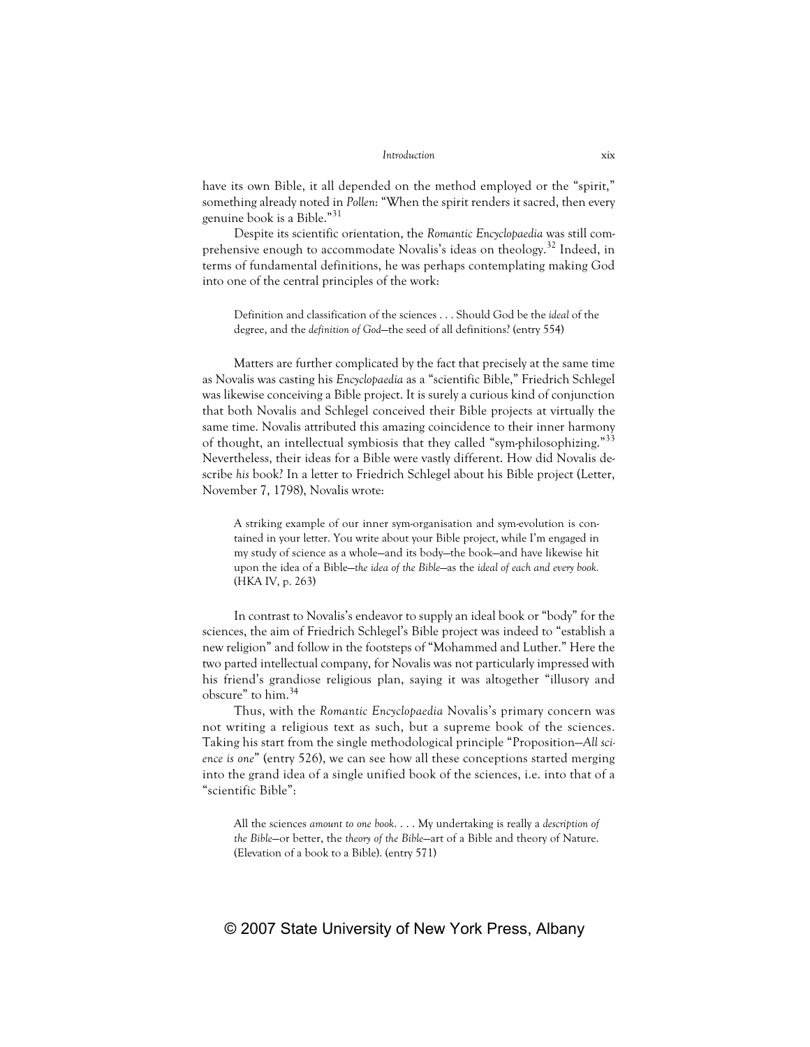have its own Bible, it all depended on the method employed or the "spirit," something already noted in *Pollen*: "When the spirit renders it sacred, then every genuine book is a Bible."[31]

Despite its scientific orientation, the *Romantic Encyclopaedia* was still comprehensive enough to accommodate Novalis's ideas on theology.[32] Indeed, in terms of fundamental definitions, he was perhaps contemplating making God into one of the central principles of the work:

> Definition and classification of the sciences . . . Should God be the *ideal* of the degree, and the *definition of God*—the seed of all definitions? (entry 554)

Matters are further complicated by the fact that precisely at the same time as Novalis was casting his *Encyclopaedia* as a "scientific Bible," Friedrich Schlegel was likewise conceiving a Bible project. It is surely a curious kind of conjunction that both Novalis and Schlegel conceived their Bible projects at virtually the same time. Novalis attributed this amazing coincidence to their inner harmony of thought, an intellectual symbiosis that they called "sym-philosophizing."[33] Nevertheless, their ideas for a Bible were vastly different. How did Novalis describe *his* book? In a letter to Friedrich Schlegel about his Bible project (Letter, November 7, 1798), Novalis wrote:

> A striking example of our inner sym-organisation and sym-evolution is contained in your letter. You write about your Bible project, while I'm engaged in my study of science as a whole—and its body—the book—and have likewise hit upon the idea of a Bible—*the idea of the Bible*—as the *ideal of each and every book.* (HKA IV, p. 263)

In contrast to Novalis's endeavor to supply an ideal book or "body" for the sciences, the aim of Friedrich Schlegel's Bible project was indeed to "establish a new religion" and follow in the footsteps of "Mohammed and Luther." Here the two parted intellectual company, for Novalis was not particularly impressed with his friend's grandiose religious plan, saying it was altogether "illusory and obscure" to him.[34]

Thus, with the *Romantic Encyclopaedia* Novalis's primary concern was not writing a religious text as such, but a supreme book of the sciences. Taking his start from the single methodological principle "Proposition—*All science is one*" (entry 526), we can see how all these conceptions started merging into the grand idea of a single unified book of the sciences, i.e. into that of a "scientific Bible":

> All the sciences *amount to one book*. . . . My undertaking is really a *description of the Bible*—or better, the *theory of the Bible*—art of a Bible and theory of Nature. (Elevation of a book to a Bible). (entry 571)

© 2007 State University of New York Press, Albany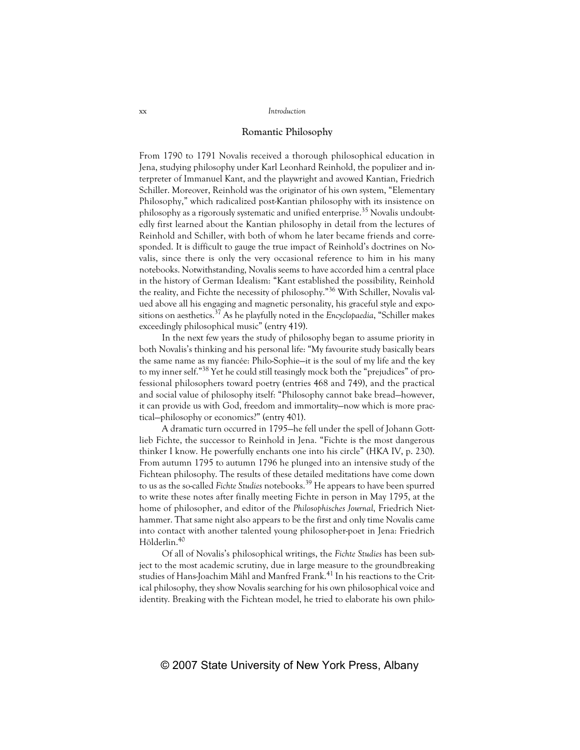## Romantic Philosophy

From 1790 to 1791 Novalis received a thorough philosophical education in Jena, studying philosophy under Karl Leonhard Reinhold, the populizer and interpreter of Immanuel Kant, and the playwright and avowed Kantian, Friedrich Schiller. Moreover, Reinhold was the originator of his own system, "Elementary Philosophy," which radicalized post-Kantian philosophy with its insistence on philosophy as a rigorously systematic and unified enterprise.[35] Novalis undoubtedly first learned about the Kantian philosophy in detail from the lectures of Reinhold and Schiller, with both of whom he later became friends and corresponded. It is difficult to gauge the true impact of Reinhold's doctrines on Novalis, since there is only the very occasional reference to him in his many notebooks. Notwithstanding, Novalis seems to have accorded him a central place in the history of German Idealism: "Kant established the possibility, Reinhold the reality, and Fichte the necessity of philosophy."[36] With Schiller, Novalis valued above all his engaging and magnetic personality, his graceful style and expositions on aesthetics.[37] As he playfully noted in the *Encyclopaedia*, "Schiller makes exceedingly philosophical music" (entry 419).

In the next few years the study of philosophy began to assume priority in both Novalis's thinking and his personal life: "My favourite study basically bears the same name as my fiancée: Philo-Sophie—it is the soul of my life and the key to my inner self."[38] Yet he could still teasingly mock both the "prejudices" of professional philosophers toward poetry (entries 468 and 749), and the practical and social value of philosophy itself: "Philosophy cannot bake bread—however, it can provide us with God, freedom and immortality—now which is more practical—philosophy or economics?" (entry 401).

A dramatic turn occurred in 1795—he fell under the spell of Johann Gottlieb Fichte, the successor to Reinhold in Jena. "Fichte is the most dangerous thinker I know. He powerfully enchants one into his circle" (HKA IV, p. 230). From autumn 1795 to autumn 1796 he plunged into an intensive study of the Fichtean philosophy. The results of these detailed meditations have come down to us as the so-called *Fichte Studies* notebooks.[39] He appears to have been spurred to write these notes after finally meeting Fichte in person in May 1795, at the home of philosopher, and editor of the *Philosophisches Journal*, Friedrich Niethammer. That same night also appears to be the first and only time Novalis came into contact with another talented young philosopher-poet in Jena: Friedrich Hölderlin.[40]

Of all of Novalis's philosophical writings, the *Fichte Studies* has been subject to the most academic scrutiny, due in large measure to the groundbreaking studies of Hans-Joachim Mähl and Manfred Frank.[41] In his reactions to the Critical philosophy, they show Novalis searching for his own philosophical voice and identity. Breaking with the Fichtean model, he tried to elaborate his own philo-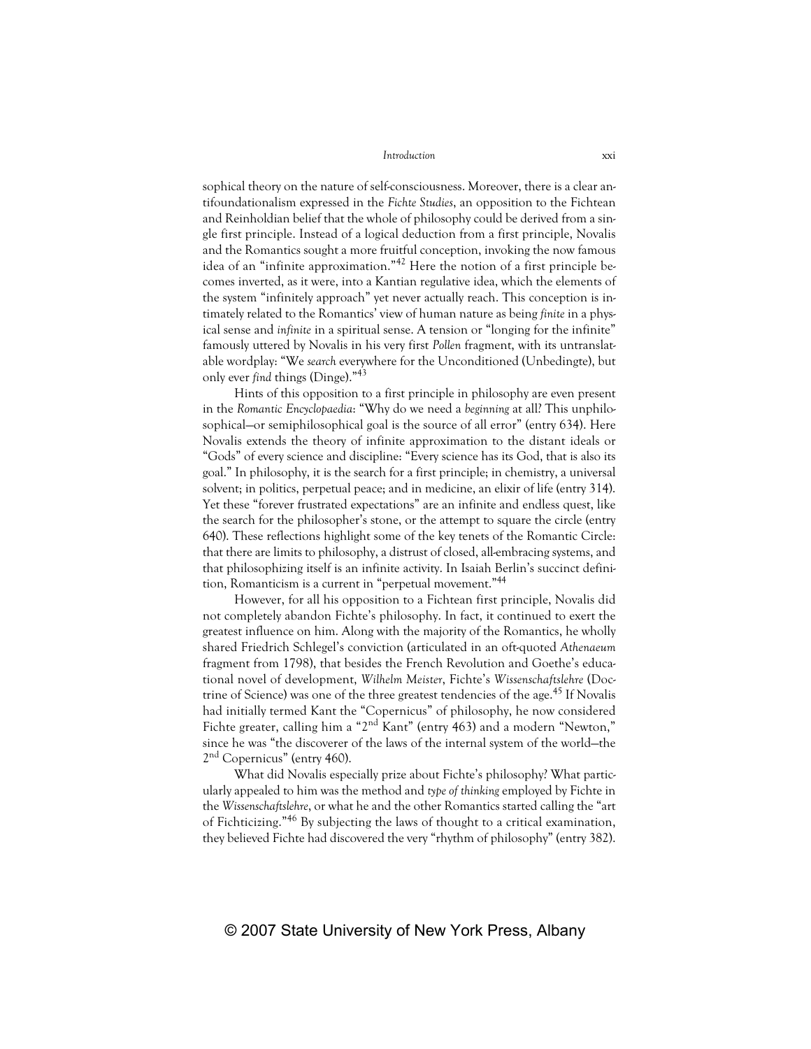sophical theory on the nature of self-consciousness. Moreover, there is a clear antifoundationalism expressed in the *Fichte Studies*, an opposition to the Fichtean and Reinholdian belief that the whole of philosophy could be derived from a single first principle. Instead of a logical deduction from a first principle, Novalis and the Romantics sought a more fruitful conception, invoking the now famous idea of an "infinite approximation."[42] Here the notion of a first principle becomes inverted, as it were, into a Kantian regulative idea, which the elements of the system "infinitely approach" yet never actually reach. This conception is intimately related to the Romantics' view of human nature as being *finite* in a physical sense and *infinite* in a spiritual sense. A tension or "longing for the infinite" famously uttered by Novalis in his very first *Pollen* fragment, with its untranslatable wordplay: "We *search* everywhere for the Unconditioned (Unbedingte), but only ever *find* things (Dinge)."[43]

Hints of this opposition to a first principle in philosophy are even present in the *Romantic Encyclopaedia*: "Why do we need a *beginning* at all? This unphilosophical—or semiphilosophical goal is the source of all error" (entry 634). Here Novalis extends the theory of infinite approximation to the distant ideals or "Gods" of every science and discipline: "Every science has its God, that is also its goal." In philosophy, it is the search for a first principle; in chemistry, a universal solvent; in politics, perpetual peace; and in medicine, an elixir of life (entry 314). Yet these "forever frustrated expectations" are an infinite and endless quest, like the search for the philosopher's stone, or the attempt to square the circle (entry 640). These reflections highlight some of the key tenets of the Romantic Circle: that there are limits to philosophy, a distrust of closed, all-embracing systems, and that philosophizing itself is an infinite activity. In Isaiah Berlin's succinct definition, Romanticism is a current in "perpetual movement."[44]

However, for all his opposition to a Fichtean first principle, Novalis did not completely abandon Fichte's philosophy. In fact, it continued to exert the greatest influence on him. Along with the majority of the Romantics, he wholly shared Friedrich Schlegel's conviction (articulated in an oft-quoted *Athenaeum* fragment from 1798), that besides the French Revolution and Goethe's educational novel of development, *Wilhelm Meister*, Fichte's *Wissenschaftslehre* (Doctrine of Science) was one of the three greatest tendencies of the age.[45] If Novalis had initially termed Kant the "Copernicus" of philosophy, he now considered Fichte greater, calling him a "2nd Kant" (entry 463) and a modern "Newton," since he was "the discoverer of the laws of the internal system of the world—the 2nd Copernicus" (entry 460).

What did Novalis especially prize about Fichte's philosophy? What particularly appealed to him was the method and *type of thinking* employed by Fichte in the *Wissenschaftslehre*, or what he and the other Romantics started calling the "art of Fichticizing."[46] By subjecting the laws of thought to a critical examination, they believed Fichte had discovered the very "rhythm of philosophy" (entry 382).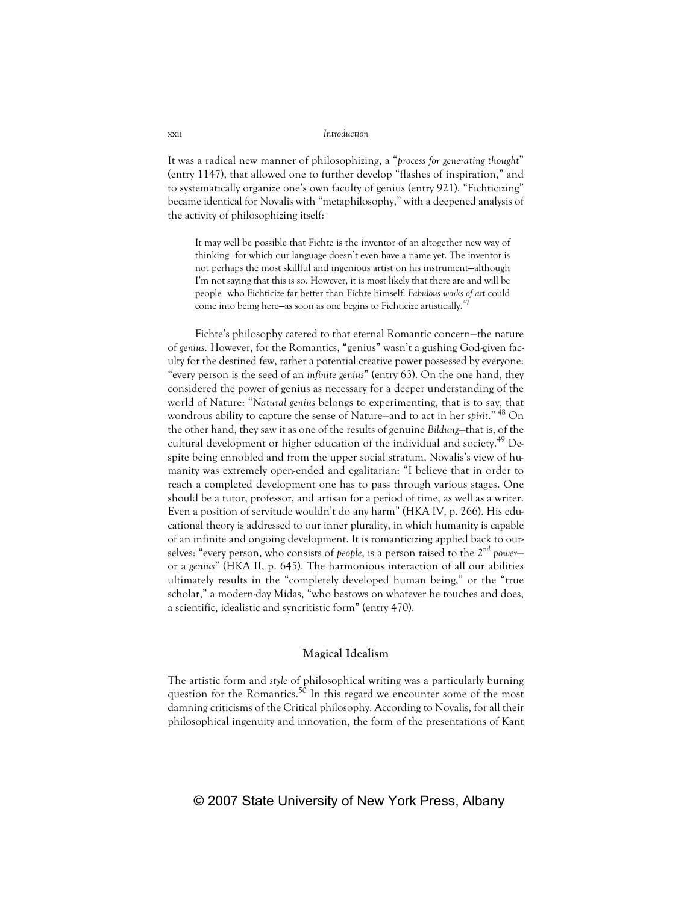It was a radical new manner of philosophizing, a "*process for generating thought*" (entry 1147), that allowed one to further develop "flashes of inspiration," and to systematically organize one's own faculty of genius (entry 921). "Fichticizing" became identical for Novalis with "metaphilosophy," with a deepened analysis of the activity of philosophizing itself:

> It may well be possible that Fichte is the inventor of an altogether new way of thinking—for which our language doesn't even have a name yet. The inventor is not perhaps the most skillful and ingenious artist on his instrument—although I'm not saying that this is so. However, it is most likely that there are and will be people—who Fichticize far better than Fichte himself. *Fabulous works of art* could come into being here—as soon as one begins to Fichticize artistically.[47]

Fichte's philosophy catered to that eternal Romantic concern—the nature of *genius*. However, for the Romantics, "genius" wasn't a gushing God-given faculty for the destined few, rather a potential creative power possessed by everyone: "every person is the seed of an *infinite genius*" (entry 63). On the one hand, they considered the power of genius as necessary for a deeper understanding of the world of Nature: "*Natural genius* belongs to experimenting, that is to say, that wondrous ability to capture the sense of Nature—and to act in her *spirit*."[48] On the other hand, they saw it as one of the results of genuine *Bildung*—that is, of the cultural development or higher education of the individual and society.[49] Despite being ennobled and from the upper social stratum, Novalis's view of humanity was extremely open-ended and egalitarian: "I believe that in order to reach a completed development one has to pass through various stages. One should be a tutor, professor, and artisan for a period of time, as well as a writer. Even a position of servitude wouldn't do any harm" (HKA IV, p. 266). His educational theory is addressed to our inner plurality, in which humanity is capable of an infinite and ongoing development. It is romanticizing applied back to ourselves: "every person, who consists of *people*, is a person raised to the *2nd power*—or a *genius*" (HKA II, p. 645). The harmonious interaction of all our abilities ultimately results in the "completely developed human being," or the "true scholar," a modern-day Midas, "who bestows on whatever he touches and does, a scientific, idealistic and syncritistic form" (entry 470).

## Magical Idealism

The artistic form and *style* of philosophical writing was a particularly burning question for the Romantics.[50] In this regard we encounter some of the most damning criticisms of the Critical philosophy. According to Novalis, for all their philosophical ingenuity and innovation, the form of the presentations of Kant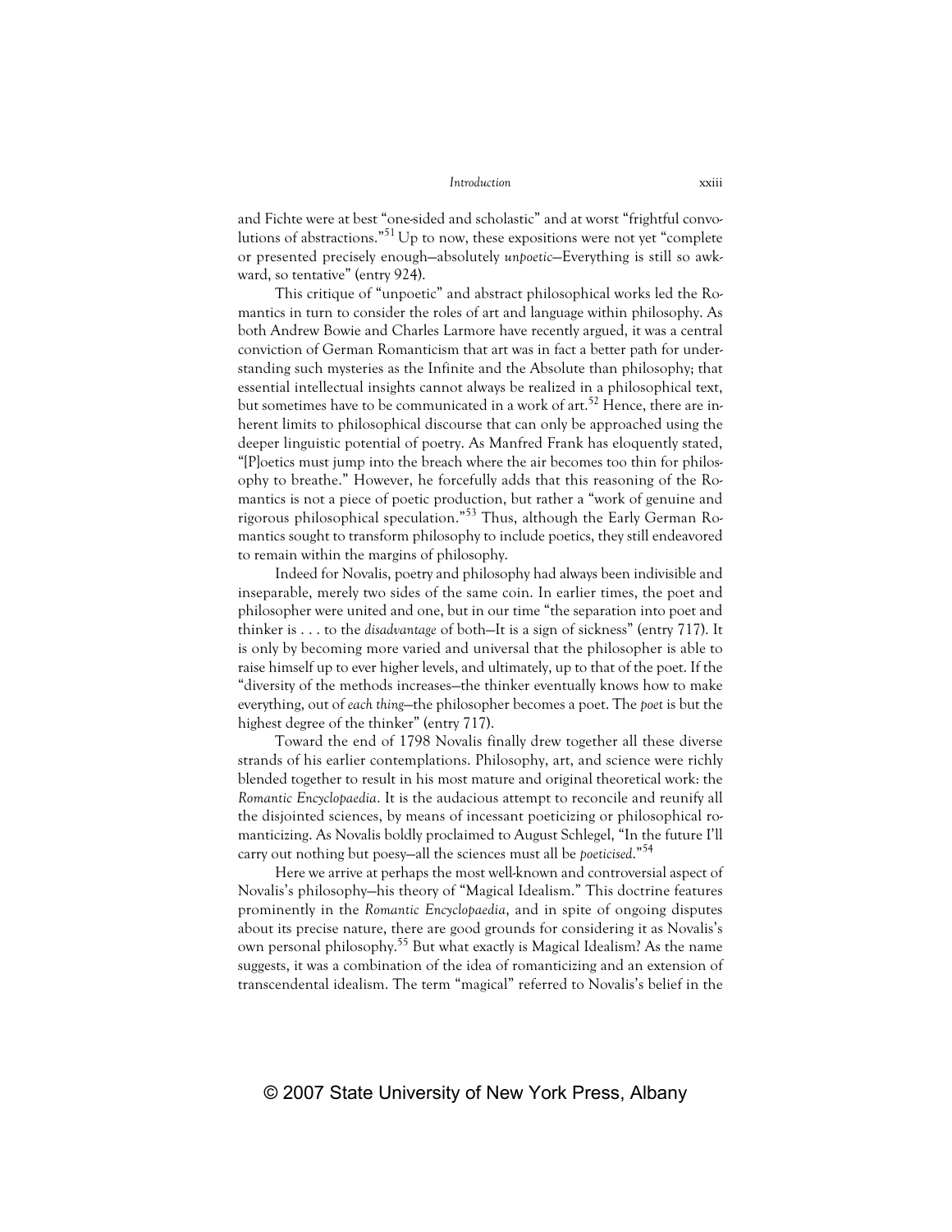and Fichte were at best "one-sided and scholastic" and at worst "frightful convolutions of abstractions."[51] Up to now, these expositions were not yet "complete or presented precisely enough—absolutely *unpoetic*—Everything is still so awkward, so tentative" (entry 924).

This critique of "unpoetic" and abstract philosophical works led the Romantics in turn to consider the roles of art and language within philosophy. As both Andrew Bowie and Charles Larmore have recently argued, it was a central conviction of German Romanticism that art was in fact a better path for understanding such mysteries as the Infinite and the Absolute than philosophy; that essential intellectual insights cannot always be realized in a philosophical text, but sometimes have to be communicated in a work of art.[52] Hence, there are inherent limits to philosophical discourse that can only be approached using the deeper linguistic potential of poetry. As Manfred Frank has eloquently stated, "[P]oetics must jump into the breach where the air becomes too thin for philosophy to breathe." However, he forcefully adds that this reasoning of the Romantics is not a piece of poetic production, but rather a "work of genuine and rigorous philosophical speculation."[53] Thus, although the Early German Romantics sought to transform philosophy to include poetics, they still endeavored to remain within the margins of philosophy.

Indeed for Novalis, poetry and philosophy had always been indivisible and inseparable, merely two sides of the same coin. In earlier times, the poet and philosopher were united and one, but in our time "the separation into poet and thinker is . . . to the *disadvantage* of both—It is a sign of sickness" (entry 717). It is only by becoming more varied and universal that the philosopher is able to raise himself up to ever higher levels, and ultimately, up to that of the poet. If the "diversity of the methods increases—the thinker eventually knows how to make everything, out of *each thing*—the philosopher becomes a poet. The *poet* is but the highest degree of the thinker" (entry 717).

Toward the end of 1798 Novalis finally drew together all these diverse strands of his earlier contemplations. Philosophy, art, and science were richly blended together to result in his most mature and original theoretical work: the *Romantic Encyclopaedia*. It is the audacious attempt to reconcile and reunify all the disjointed sciences, by means of incessant poeticizing or philosophical romanticizing. As Novalis boldly proclaimed to August Schlegel, "In the future I'll carry out nothing but poesy—all the sciences must all be *poeticised*."[54]

Here we arrive at perhaps the most well-known and controversial aspect of Novalis's philosophy—his theory of "Magical Idealism." This doctrine features prominently in the *Romantic Encyclopaedia*, and in spite of ongoing disputes about its precise nature, there are good grounds for considering it as Novalis's own personal philosophy.[55] But what exactly is Magical Idealism? As the name suggests, it was a combination of the idea of romanticizing and an extension of transcendental idealism. The term "magical" referred to Novalis's belief in the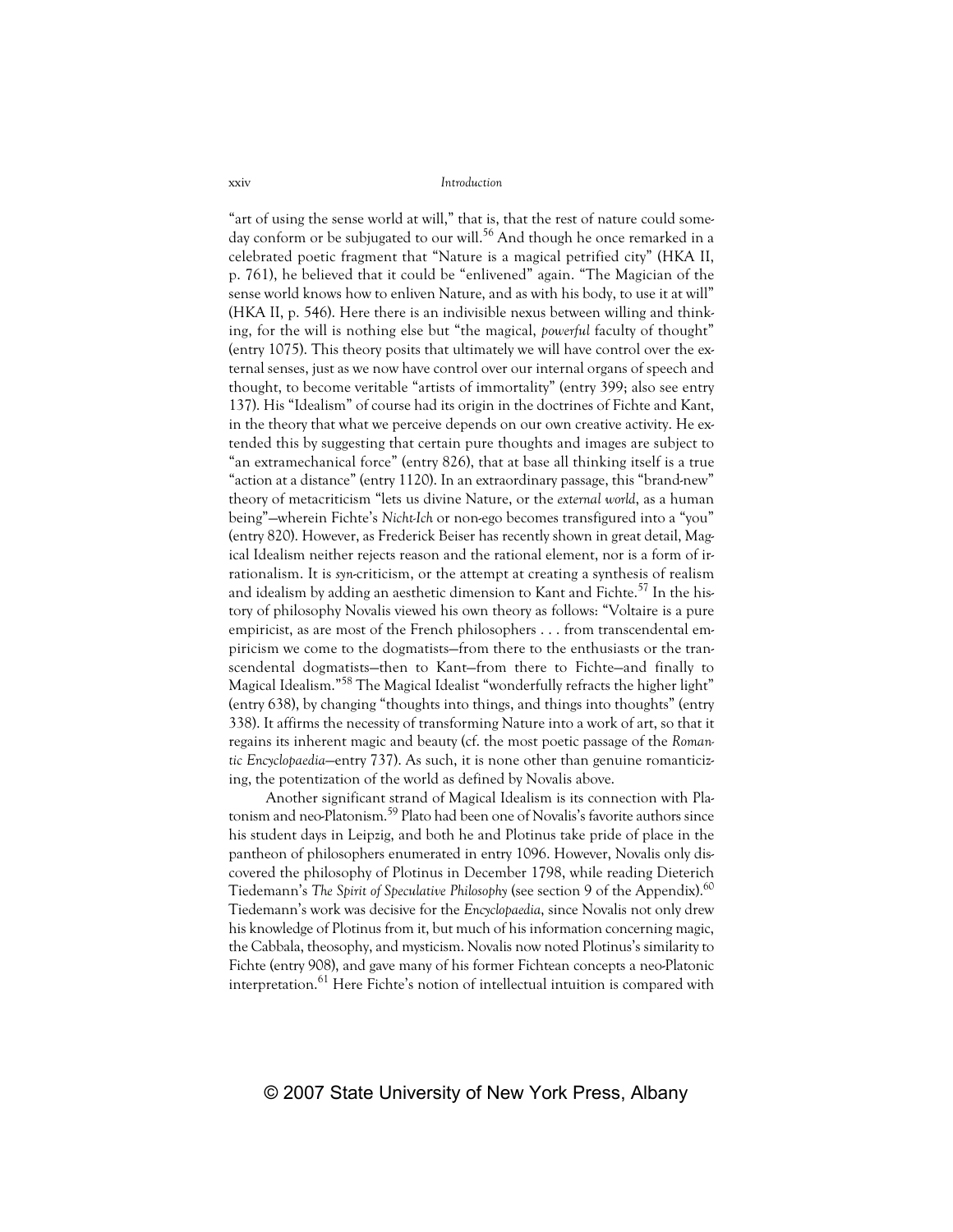"art of using the sense world at will," that is, that the rest of nature could someday conform or be subjugated to our will.[56] And though he once remarked in a celebrated poetic fragment that "Nature is a magical petrified city" (HKA II, p. 761), he believed that it could be "enlivened" again. "The Magician of the sense world knows how to enliven Nature, and as with his body, to use it at will" (HKA II, p. 546). Here there is an indivisible nexus between willing and thinking, for the will is nothing else but "the magical, *powerful* faculty of thought" (entry 1075). This theory posits that ultimately we will have control over the external senses, just as we now have control over our internal organs of speech and thought, to become veritable "artists of immortality" (entry 399; also see entry 137). His "Idealism" of course had its origin in the doctrines of Fichte and Kant, in the theory that what we perceive depends on our own creative activity. He extended this by suggesting that certain pure thoughts and images are subject to "an extramechanical force" (entry 826), that at base all thinking itself is a true "action at a distance" (entry 1120). In an extraordinary passage, this "brand-new" theory of metacriticism "lets us divine Nature, or the *external world*, as a human being"—wherein Fichte's *Nicht-Ich* or non-ego becomes transfigured into a "you" (entry 820). However, as Frederick Beiser has recently shown in great detail, Magical Idealism neither rejects reason and the rational element, nor is a form of irrationalism. It is *syn*-criticism, or the attempt at creating a synthesis of realism and idealism by adding an aesthetic dimension to Kant and Fichte.[57] In the history of philosophy Novalis viewed his own theory as follows: "Voltaire is a pure empiricist, as are most of the French philosophers . . . from transcendental empiricism we come to the dogmatists—from there to the enthusiasts or the transcendental dogmatists—then to Kant—from there to Fichte—and finally to Magical Idealism."[58] The Magical Idealist "wonderfully refracts the higher light" (entry 638), by changing "thoughts into things, and things into thoughts" (entry 338). It affirms the necessity of transforming Nature into a work of art, so that it regains its inherent magic and beauty (cf. the most poetic passage of the *Romantic Encyclopaedia*—entry 737). As such, it is none other than genuine romanticizing, the potentization of the world as defined by Novalis above.

Another significant strand of Magical Idealism is its connection with Platonism and neo-Platonism.[59] Plato had been one of Novalis's favorite authors since his student days in Leipzig, and both he and Plotinus take pride of place in the pantheon of philosophers enumerated in entry 1096. However, Novalis only discovered the philosophy of Plotinus in December 1798, while reading Dieterich Tiedemann's *The Spirit of Speculative Philosophy* (see section 9 of the Appendix).[60] Tiedemann's work was decisive for the *Encyclopaedia*, since Novalis not only drew his knowledge of Plotinus from it, but much of his information concerning magic, the Cabbala, theosophy, and mysticism. Novalis now noted Plotinus's similarity to Fichte (entry 908), and gave many of his former Fichtean concepts a neo-Platonic interpretation.[61] Here Fichte's notion of intellectual intuition is compared with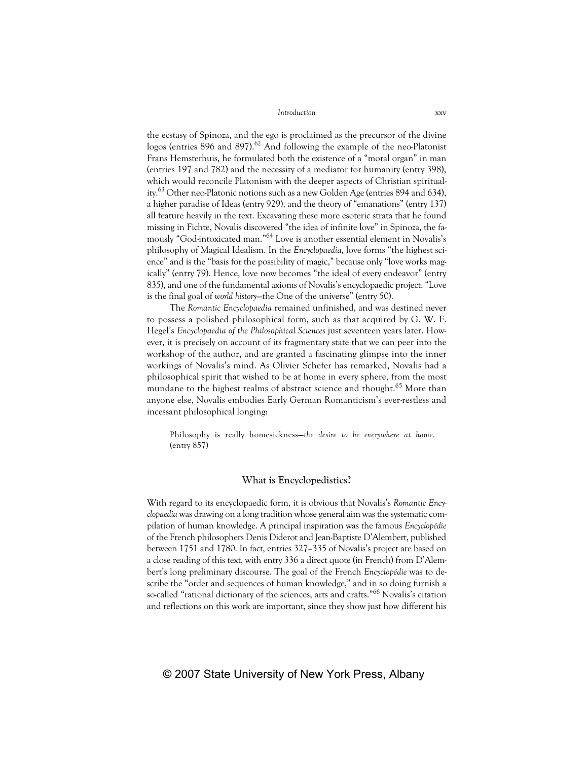the ecstasy of Spinoza, and the ego is proclaimed as the precursor of the divine logos (entries 896 and 897).[62] And following the example of the neo-Platonist Frans Hemsterhuis, he formulated both the existence of a "moral organ" in man (entries 197 and 782) and the necessity of a mediator for humanity (entry 398), which would reconcile Platonism with the deeper aspects of Christian spirituality.[63] Other neo-Platonic notions such as a new Golden Age (entries 894 and 634), a higher paradise of Ideas (entry 929), and the theory of "emanations" (entry 137) all feature heavily in the text. Excavating these more esoteric strata that he found missing in Fichte, Novalis discovered "the idea of infinite love" in Spinoza, the famously "God-intoxicated man."[64] Love is another essential element in Novalis's philosophy of Magical Idealism. In the *Encyclopaedia,* love forms "the highest science" and is the "basis for the possibility of magic," because only "love works magically" (entry 79). Hence, love now becomes "the ideal of every endeavor" (entry 835), and one of the fundamental axioms of Novalis's encyclopaedic project: "Love is the final goal of *world history*—the One of the universe" (entry 50).

The *Romantic Encyclopaedia* remained unfinished, and was destined never to possess a polished philosophical form, such as that acquired by G. W. F. Hegel's *Encyclopaedia of the Philosophical Sciences* just seventeen years later. However, it is precisely on account of its fragmentary state that we can peer into the workshop of the author, and are granted a fascinating glimpse into the inner workings of Novalis's mind. As Olivier Schefer has remarked, Novalis had a philosophical spirit that wished to be at home in every sphere, from the most mundane to the highest realms of abstract science and thought.[65] More than anyone else, Novalis embodies Early German Romanticism's ever-restless and incessant philosophical longing:

> Philosophy is really homesickness—*the desire to be everywhere at home.* (entry 857)

## What is Encyclopedistics?

With regard to its encyclopaedic form, it is obvious that Novalis's *Romantic Encyclopaedia* was drawing on a long tradition whose general aim was the systematic compilation of human knowledge. A principal inspiration was the famous *Encyclopédie* of the French philosophers Denis Diderot and Jean-Baptiste D'Alembert, published between 1751 and 1780. In fact, entries 327–335 of Novalis's project are based on a close reading of this text, with entry 336 a direct quote (in French) from D'Alembert's long preliminary discourse. The goal of the French *Encyclopédie* was to describe the "order and sequences of human knowledge," and in so doing furnish a so-called "rational dictionary of the sciences, arts and crafts."[66] Novalis's citation and reflections on this work are important, since they show just how different his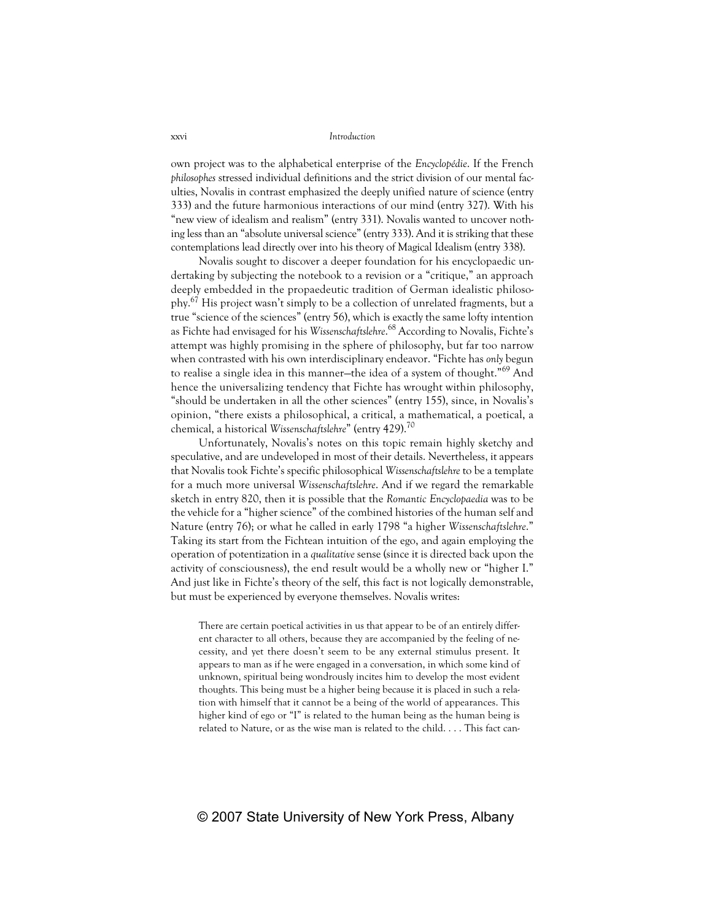own project was to the alphabetical enterprise of the *Encyclopédie*. If the French *philosophes* stressed individual definitions and the strict division of our mental faculties, Novalis in contrast emphasized the deeply unified nature of science (entry 333) and the future harmonious interactions of our mind (entry 327). With his "new view of idealism and realism" (entry 331). Novalis wanted to uncover nothing less than an "absolute universal science" (entry 333). And it is striking that these contemplations lead directly over into his theory of Magical Idealism (entry 338).

Novalis sought to discover a deeper foundation for his encyclopaedic undertaking by subjecting the notebook to a revision or a "critique," an approach deeply embedded in the propaedeutic tradition of German idealistic philosophy.[67] His project wasn't simply to be a collection of unrelated fragments, but a true "science of the sciences" (entry 56), which is exactly the same lofty intention as Fichte had envisaged for his *Wissenschaftslehre*.[68] According to Novalis, Fichte's attempt was highly promising in the sphere of philosophy, but far too narrow when contrasted with his own interdisciplinary endeavor. "Fichte has *only* begun to realise a single idea in this manner—the idea of a system of thought."[69] And hence the universalizing tendency that Fichte has wrought within philosophy, "should be undertaken in all the other sciences" (entry 155), since, in Novalis's opinion, "there exists a philosophical, a critical, a mathematical, a poetical, a chemical, a historical *Wissenschaftslehre*" (entry 429).[70]

Unfortunately, Novalis's notes on this topic remain highly sketchy and speculative, and are undeveloped in most of their details. Nevertheless, it appears that Novalis took Fichte's specific philosophical *Wissenschaftslehre* to be a template for a much more universal *Wissenschaftslehre*. And if we regard the remarkable sketch in entry 820, then it is possible that the *Romantic Encyclopaedia* was to be the vehicle for a "higher science" of the combined histories of the human self and Nature (entry 76); or what he called in early 1798 "a higher *Wissenschaftslehre*." Taking its start from the Fichtean intuition of the ego, and again employing the operation of potentization in a *qualitative* sense (since it is directed back upon the activity of consciousness), the end result would be a wholly new or "higher I." And just like in Fichte's theory of the self, this fact is not logically demonstrable, but must be experienced by everyone themselves. Novalis writes:

> There are certain poetical activities in us that appear to be of an entirely different character to all others, because they are accompanied by the feeling of necessity, and yet there doesn't seem to be any external stimulus present. It appears to man as if he were engaged in a conversation, in which some kind of unknown, spiritual being wondrously incites him to develop the most evident thoughts. This being must be a higher being because it is placed in such a relation with himself that it cannot be a being of the world of appearances. This higher kind of ego or "I" is related to the human being as the human being is related to Nature, or as the wise man is related to the child. . . . This fact can-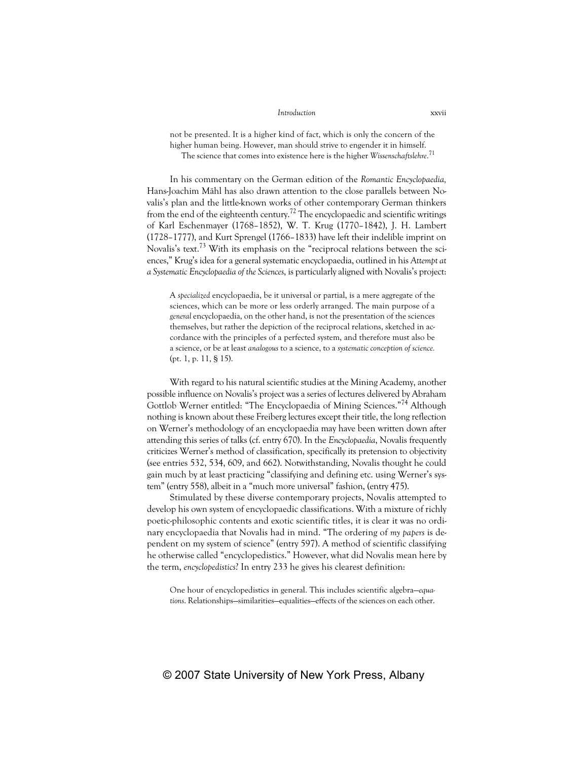not be presented. It is a higher kind of fact, which is only the concern of the higher human being. However, man should strive to engender it in himself.

The science that comes into existence here is the higher *Wissenschaftslehre*.[71]

In his commentary on the German edition of the *Romantic Encyclopaedia*, Hans-Joachim Mähl has also drawn attention to the close parallels between Novalis's plan and the little-known works of other contemporary German thinkers from the end of the eighteenth century.[72] The encyclopaedic and scientific writings of Karl Eschenmayer (1768–1852), W. T. Krug (1770–1842), J. H. Lambert (1728–1777), and Kurt Sprengel (1766–1833) have left their indelible imprint on Novalis's text.[73] With its emphasis on the "reciprocal relations between the sciences," Krug's idea for a general systematic encyclopaedia, outlined in his *Attempt at a Systematic Encyclopaedia of the Sciences*, is particularly aligned with Novalis's project:

> A *specialized* encyclopaedia, be it universal or partial, is a mere aggregate of the sciences, which can be more or less orderly arranged. The main purpose of a *general* encyclopaedia, on the other hand, is not the presentation of the sciences themselves, but rather the depiction of the reciprocal relations, sketched in accordance with the principles of a perfected system, and therefore must also be a science, or be at least *analogous* to a science, to a *systematic conception of science*. (pt. 1, p. 11, § 15).

With regard to his natural scientific studies at the Mining Academy, another possible influence on Novalis's project was a series of lectures delivered by Abraham Gottlob Werner entitled: "The Encyclopaedia of Mining Sciences."[74] Although nothing is known about these Freiberg lectures except their title, the long reflection on Werner's methodology of an encyclopaedia may have been written down after attending this series of talks (cf. entry 670). In the *Encyclopaedia*, Novalis frequently criticizes Werner's method of classification, specifically its pretension to objectivity (see entries 532, 534, 609, and 662). Notwithstanding, Novalis thought he could gain much by at least practicing "classifying and defining etc. using Werner's system" (entry 558), albeit in a "much more universal" fashion, (entry 475).

Stimulated by these diverse contemporary projects, Novalis attempted to develop his own system of encyclopaedic classifications. With a mixture of richly poetic-philosophic contents and exotic scientific titles, it is clear it was no ordinary encyclopaedia that Novalis had in mind. "The ordering of *my papers* is dependent on my system of science" (entry 597). A method of scientific classifying he otherwise called "encyclopedistics." However, what did Novalis mean here by the term, *encyclopedistics*? In entry 233 he gives his clearest definition:

> One hour of encyclopedistics in general. This includes scientific algebra—*equations*. Relationships—similarities—equalities—effects of the sciences on each other.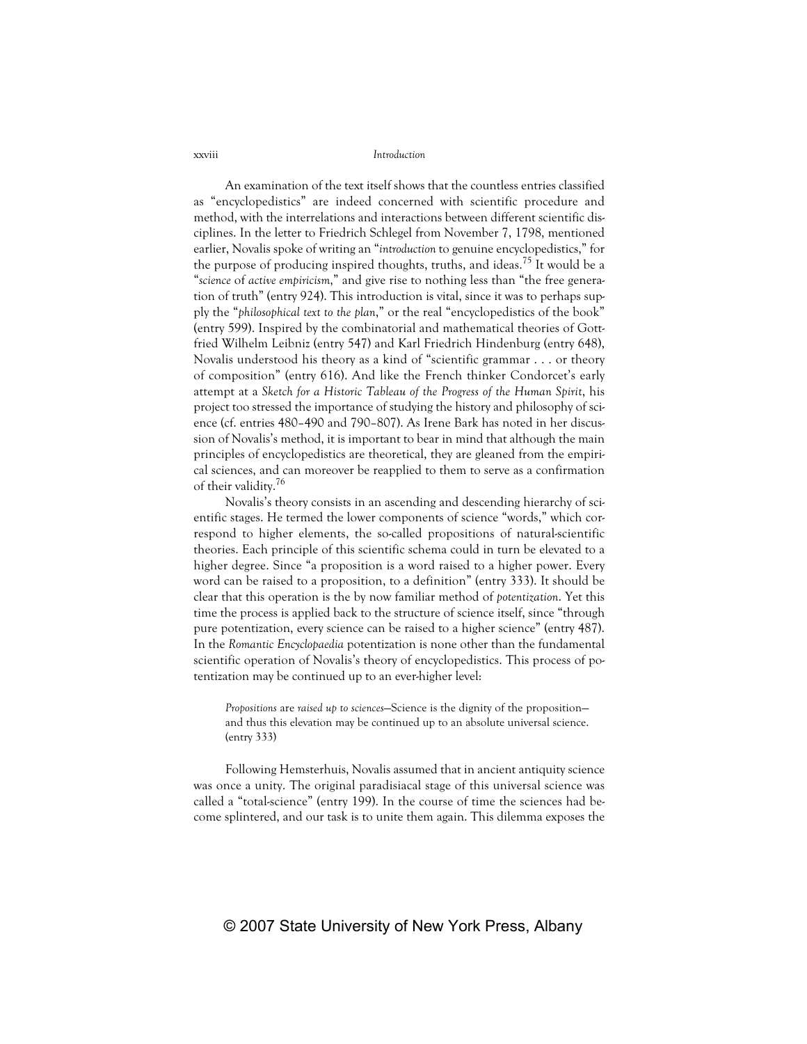An examination of the text itself shows that the countless entries classified as "encyclopedistics" are indeed concerned with scientific procedure and method, with the interrelations and interactions between different scientific disciplines. In the letter to Friedrich Schlegel from November 7, 1798, mentioned earlier, Novalis spoke of writing an "*introduction* to genuine encyclopedistics," for the purpose of producing inspired thoughts, truths, and ideas.[75] It would be a "*science* of *active empiricism*," and give rise to nothing less than "the free generation of truth" (entry 924). This introduction is vital, since it was to perhaps supply the "*philosophical text to the plan*," or the real "encyclopedistics of the book" (entry 599). Inspired by the combinatorial and mathematical theories of Gottfried Wilhelm Leibniz (entry 547) and Karl Friedrich Hindenburg (entry 648), Novalis understood his theory as a kind of "scientific grammar . . . or theory of composition" (entry 616). And like the French thinker Condorcet's early attempt at a *Sketch for a Historic Tableau of the Progress of the Human Spirit*, his project too stressed the importance of studying the history and philosophy of science (cf. entries 480–490 and 790–807). As Irene Bark has noted in her discussion of Novalis's method, it is important to bear in mind that although the main principles of encyclopedistics are theoretical, they are gleaned from the empirical sciences, and can moreover be reapplied to them to serve as a confirmation of their validity.[76]

Novalis's theory consists in an ascending and descending hierarchy of scientific stages. He termed the lower components of science "words," which correspond to higher elements, the so-called propositions of natural-scientific theories. Each principle of this scientific schema could in turn be elevated to a higher degree. Since "a proposition is a word raised to a higher power. Every word can be raised to a proposition, to a definition" (entry 333). It should be clear that this operation is the by now familiar method of *potentization*. Yet this time the process is applied back to the structure of science itself, since "through pure potentization, every science can be raised to a higher science" (entry 487). In the *Romantic Encyclopaedia* potentization is none other than the fundamental scientific operation of Novalis's theory of encyclopedistics. This process of potentization may be continued up to an ever-higher level:

> *Propositions* are *raised up to sciences*—Science is the dignity of the proposition—and thus this elevation may be continued up to an absolute universal science. (entry 333)

Following Hemsterhuis, Novalis assumed that in ancient antiquity science was once a unity. The original paradisiacal stage of this universal science was called a "total-science" (entry 199). In the course of time the sciences had become splintered, and our task is to unite them again. This dilemma exposes the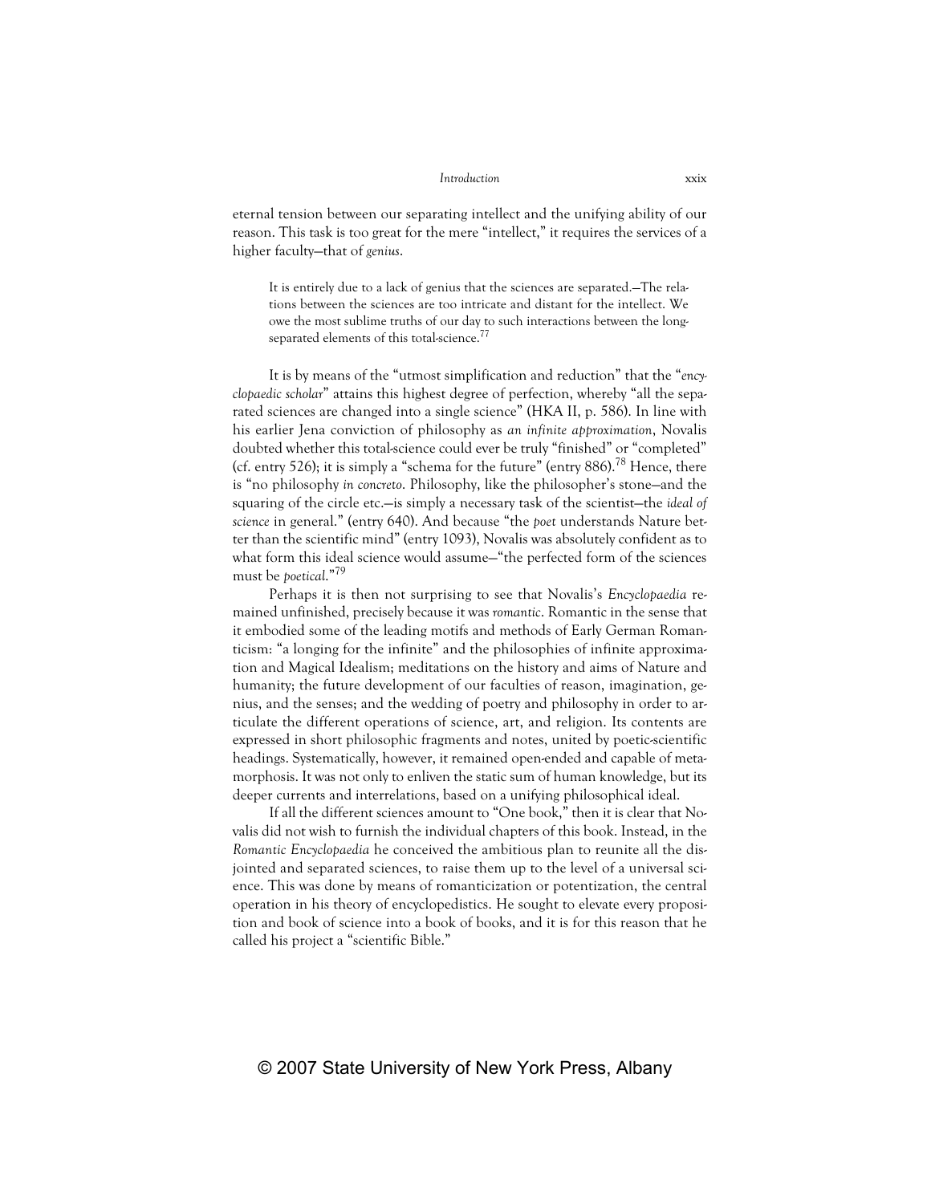eternal tension between our separating intellect and the unifying ability of our reason. This task is too great for the mere "intellect," it requires the services of a higher faculty—that of *genius*.

> It is entirely due to a lack of genius that the sciences are separated.—The relations between the sciences are too intricate and distant for the intellect. We owe the most sublime truths of our day to such interactions between the long-separated elements of this total-science.[77]

It is by means of the "utmost simplification and reduction" that the "*encyclopaedic scholar*" attains this highest degree of perfection, whereby "all the separated sciences are changed into a single science" (HKA II, p. 586). In line with his earlier Jena conviction of philosophy as *an infinite approximation*, Novalis doubted whether this total-science could ever be truly "finished" or "completed" (cf. entry 526); it is simply a "schema for the future" (entry 886).[78] Hence, there is "no philosophy *in concreto*. Philosophy, like the philosopher's stone—and the squaring of the circle etc.—is simply a necessary task of the scientist—the *ideal of science* in general." (entry 640). And because "the *poet* understands Nature better than the scientific mind" (entry 1093), Novalis was absolutely confident as to what form this ideal science would assume—"the perfected form of the sciences must be *poetical*."[79]

Perhaps it is then not surprising to see that Novalis's *Encyclopaedia* remained unfinished, precisely because it was *romantic*. Romantic in the sense that it embodied some of the leading motifs and methods of Early German Romanticism: "a longing for the infinite" and the philosophies of infinite approximation and Magical Idealism; meditations on the history and aims of Nature and humanity; the future development of our faculties of reason, imagination, genius, and the senses; and the wedding of poetry and philosophy in order to articulate the different operations of science, art, and religion. Its contents are expressed in short philosophic fragments and notes, united by poetic-scientific headings. Systematically, however, it remained open-ended and capable of metamorphosis. It was not only to enliven the static sum of human knowledge, but its deeper currents and interrelations, based on a unifying philosophical ideal.

If all the different sciences amount to "One book," then it is clear that Novalis did not wish to furnish the individual chapters of this book. Instead, in the *Romantic Encyclopaedia* he conceived the ambitious plan to reunite all the disjointed and separated sciences, to raise them up to the level of a universal science. This was done by means of romanticization or potentization, the central operation in his theory of encyclopedistics. He sought to elevate every proposition and book of science into a book of books, and it is for this reason that he called his project a "scientific Bible."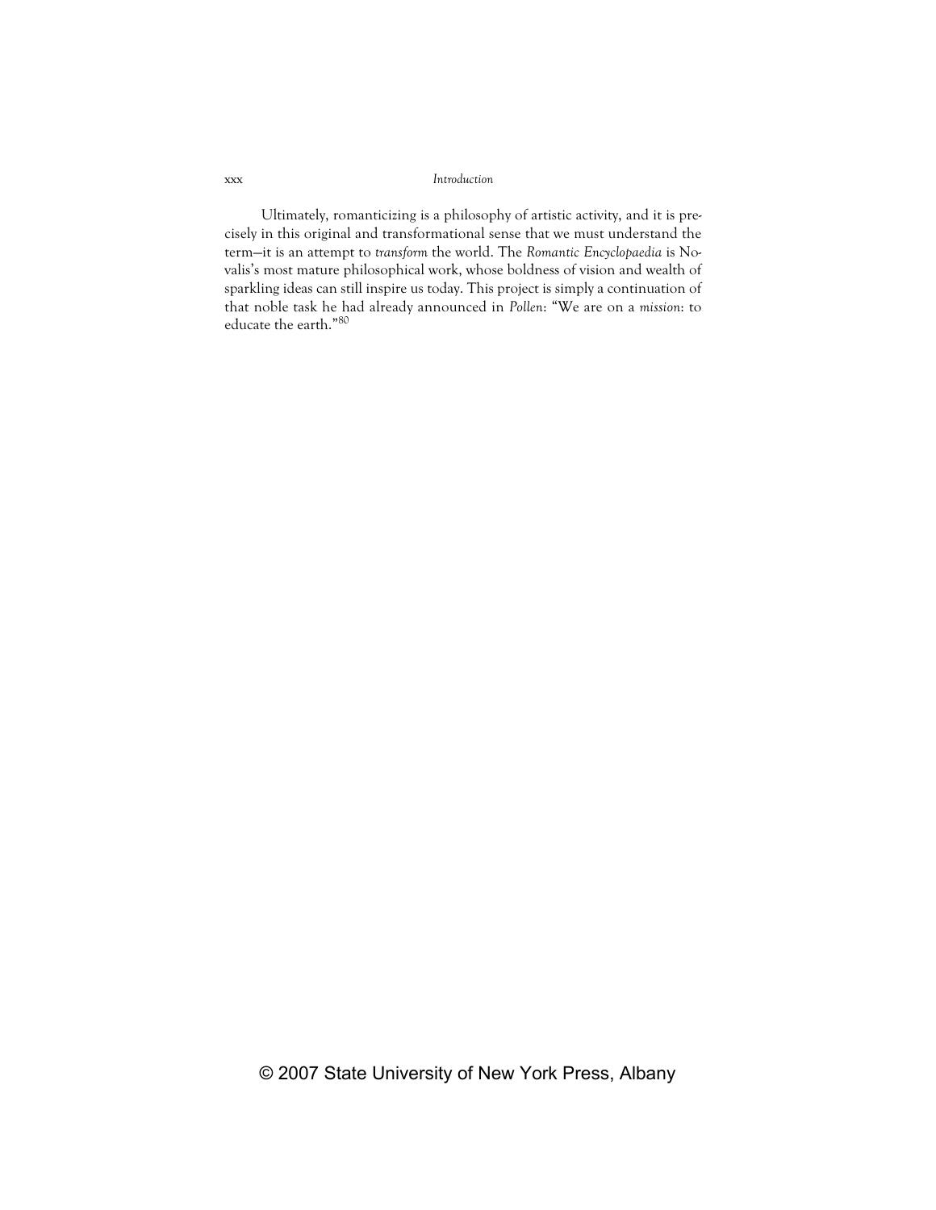Ultimately, romanticizing is a philosophy of artistic activity, and it is precisely in this original and transformational sense that we must understand the term—it is an attempt to *transform* the world. The *Romantic Encyclopaedia* is Novalis's most mature philosophical work, whose boldness of vision and wealth of sparkling ideas can still inspire us today. This project is simply a continuation of that noble task he had already announced in *Pollen*: "We are on a *mission*: to educate the earth."[80]